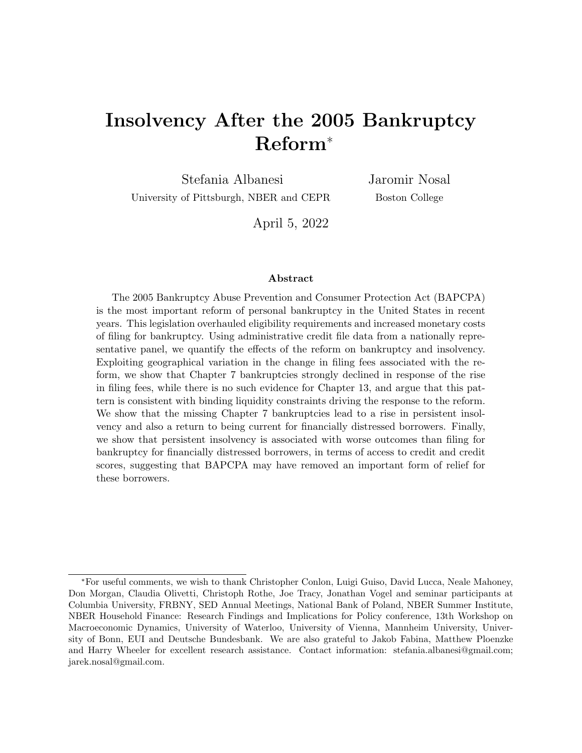# Insolvency After the 2005 Bankruptcy Reform[*]

Stefania Albanesi
University of Pittsburgh, NBER and CEPR

Jaromir Nosal
Boston College

April 5, 2022

### Abstract

The 2005 Bankruptcy Abuse Prevention and Consumer Protection Act (BAPCPA) is the most important reform of personal bankruptcy in the United States in recent years. This legislation overhauled eligibility requirements and increased monetary costs of filing for bankruptcy. Using administrative credit file data from a nationally representative panel, we quantify the effects of the reform on bankruptcy and insolvency. Exploiting geographical variation in the change in filing fees associated with the reform, we show that Chapter 7 bankruptcies strongly declined in response of the rise in filing fees, while there is no such evidence for Chapter 13, and argue that this pattern is consistent with binding liquidity constraints driving the response to the reform. We show that the missing Chapter 7 bankruptcies lead to a rise in persistent insolvency and also a return to being current for financially distressed borrowers. Finally, we show that persistent insolvency is associated with worse outcomes than filing for bankruptcy for financially distressed borrowers, in terms of access to credit and credit scores, suggesting that BAPCPA may have removed an important form of relief for these borrowers.

---

[*]For useful comments, we wish to thank Christopher Conlon, Luigi Guiso, David Lucca, Neale Mahoney, Don Morgan, Claudia Olivetti, Christoph Rothe, Joe Tracy, Jonathan Vogel and seminar participants at Columbia University, FRBNY, SED Annual Meetings, National Bank of Poland, NBER Summer Institute, NBER Household Finance: Research Findings and Implications for Policy conference, 13th Workshop on Macroeconomic Dynamics, University of Waterloo, University of Vienna, Mannheim University, University of Bonn, EUI and Deutsche Bundesbank. We are also grateful to Jakob Fabina, Matthew Ploenzke and Harry Wheeler for excellent research assistance. Contact information: stefania.albanesi@gmail.com; jarek.nosal@gmail.com.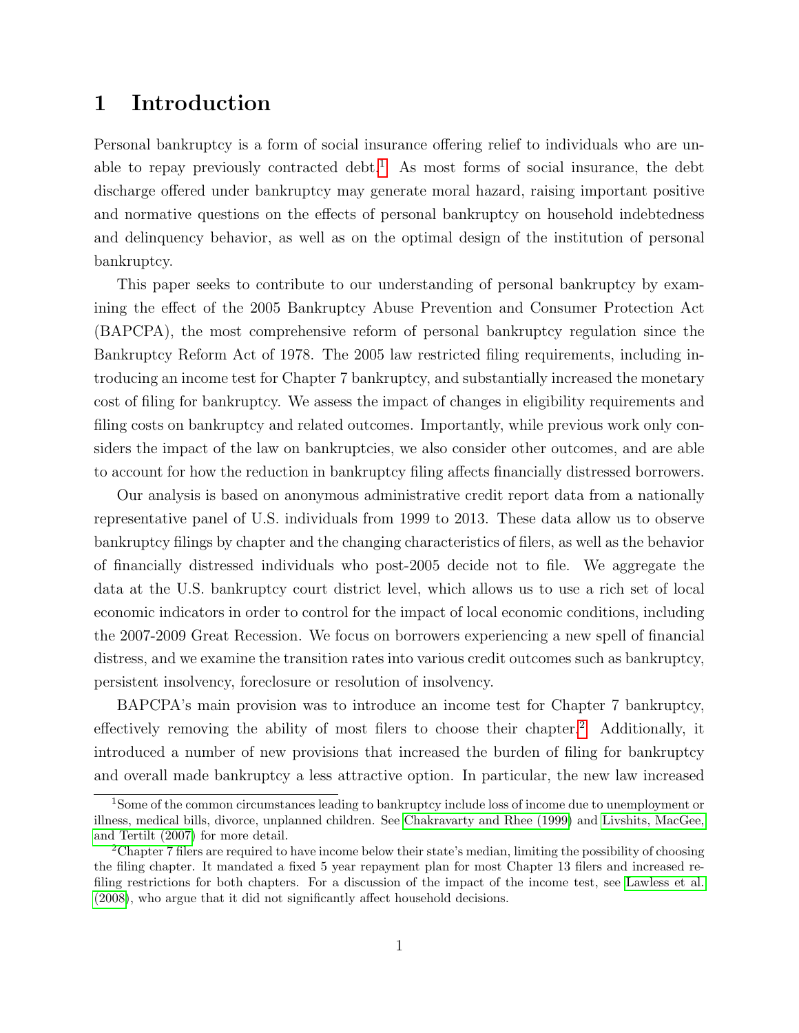# 1 Introduction

Personal bankruptcy is a form of social insurance offering relief to individuals who are unable to repay previously contracted debt.[1] As most forms of social insurance, the debt discharge offered under bankruptcy may generate moral hazard, raising important positive and normative questions on the effects of personal bankruptcy on household indebtedness and delinquency behavior, as well as on the optimal design of the institution of personal bankruptcy.

This paper seeks to contribute to our understanding of personal bankruptcy by examining the effect of the 2005 Bankruptcy Abuse Prevention and Consumer Protection Act (BAPCPA), the most comprehensive reform of personal bankruptcy regulation since the Bankruptcy Reform Act of 1978. The 2005 law restricted filing requirements, including introducing an income test for Chapter 7 bankruptcy, and substantially increased the monetary cost of filing for bankruptcy. We assess the impact of changes in eligibility requirements and filing costs on bankruptcy and related outcomes. Importantly, while previous work only considers the impact of the law on bankruptcies, we also consider other outcomes, and are able to account for how the reduction in bankruptcy filing affects financially distressed borrowers.

Our analysis is based on anonymous administrative credit report data from a nationally representative panel of U.S. individuals from 1999 to 2013. These data allow us to observe bankruptcy filings by chapter and the changing characteristics of filers, as well as the behavior of financially distressed individuals who post-2005 decide not to file. We aggregate the data at the U.S. bankruptcy court district level, which allows us to use a rich set of local economic indicators in order to control for the impact of local economic conditions, including the 2007-2009 Great Recession. We focus on borrowers experiencing a new spell of financial distress, and we examine the transition rates into various credit outcomes such as bankruptcy, persistent insolvency, foreclosure or resolution of insolvency.

BAPCPA's main provision was to introduce an income test for Chapter 7 bankruptcy, effectively removing the ability of most filers to choose their chapter.[2] Additionally, it introduced a number of new provisions that increased the burden of filing for bankruptcy and overall made bankruptcy a less attractive option. In particular, the new law increased

---

[1] Some of the common circumstances leading to bankruptcy include loss of income due to unemployment or illness, medical bills, divorce, unplanned children. See Chakravarty and Rhee (1999) and Livshits, MacGee, and Tertilt (2007) for more detail.

[2] Chapter 7 filers are required to have income below their state's median, limiting the possibility of choosing the filing chapter. It mandated a fixed 5 year repayment plan for most Chapter 13 filers and increased refiling restrictions for both chapters. For a discussion of the impact of the income test, see Lawless et al. (2008), who argue that it did not significantly affect household decisions.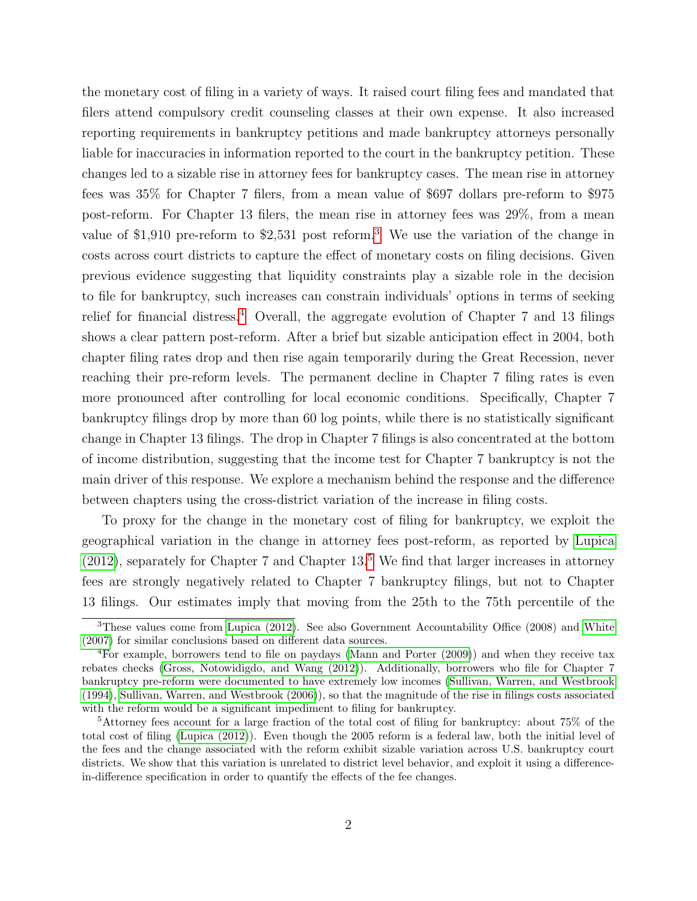the monetary cost of filing in a variety of ways. It raised court filing fees and mandated that filers attend compulsory credit counseling classes at their own expense. It also increased reporting requirements in bankruptcy petitions and made bankruptcy attorneys personally liable for inaccuracies in information reported to the court in the bankruptcy petition. These changes led to a sizable rise in attorney fees for bankruptcy cases. The mean rise in attorney fees was 35% for Chapter 7 filers, from a mean value of $697 dollars pre-reform to $975 post-reform. For Chapter 13 filers, the mean rise in attorney fees was 29%, from a mean value of $1,910 pre-reform to $2,531 post reform.[3] We use the variation of the change in costs across court districts to capture the effect of monetary costs on filing decisions. Given previous evidence suggesting that liquidity constraints play a sizable role in the decision to file for bankruptcy, such increases can constrain individuals' options in terms of seeking relief for financial distress.[4] Overall, the aggregate evolution of Chapter 7 and 13 filings shows a clear pattern post-reform. After a brief but sizable anticipation effect in 2004, both chapter filing rates drop and then rise again temporarily during the Great Recession, never reaching their pre-reform levels. The permanent decline in Chapter 7 filing rates is even more pronounced after controlling for local economic conditions. Specifically, Chapter 7 bankruptcy filings drop by more than 60 log points, while there is no statistically significant change in Chapter 13 filings. The drop in Chapter 7 filings is also concentrated at the bottom of income distribution, suggesting that the income test for Chapter 7 bankruptcy is not the main driver of this response. We explore a mechanism behind the response and the difference between chapters using the cross-district variation of the increase in filing costs.

To proxy for the change in the monetary cost of filing for bankruptcy, we exploit the geographical variation in the change in attorney fees post-reform, as reported by Lupica (2012), separately for Chapter 7 and Chapter 13.[5] We find that larger increases in attorney fees are strongly negatively related to Chapter 7 bankruptcy filings, but not to Chapter 13 filings. Our estimates imply that moving from the 25th to the 75th percentile of the

[3] These values come from Lupica (2012). See also Government Accountability Office (2008) and White (2007) for similar conclusions based on different data sources.

[4] For example, borrowers tend to file on paydays (Mann and Porter (2009)) and when they receive tax rebates checks (Gross, Notowidigdo, and Wang (2012)). Additionally, borrowers who file for Chapter 7 bankruptcy pre-reform were documented to have extremely low incomes (Sullivan, Warren, and Westbrook (1994), Sullivan, Warren, and Westbrook (2006)), so that the magnitude of the rise in filings costs associated with the reform would be a significant impediment to filing for bankruptcy.

[5] Attorney fees account for a large fraction of the total cost of filing for bankruptcy: about 75% of the total cost of filing (Lupica (2012)). Even though the 2005 reform is a federal law, both the initial level of the fees and the change associated with the reform exhibit sizable variation across U.S. bankruptcy court districts. We show that this variation is unrelated to district level behavior, and exploit it using a difference-in-difference specification in order to quantify the effects of the fee changes.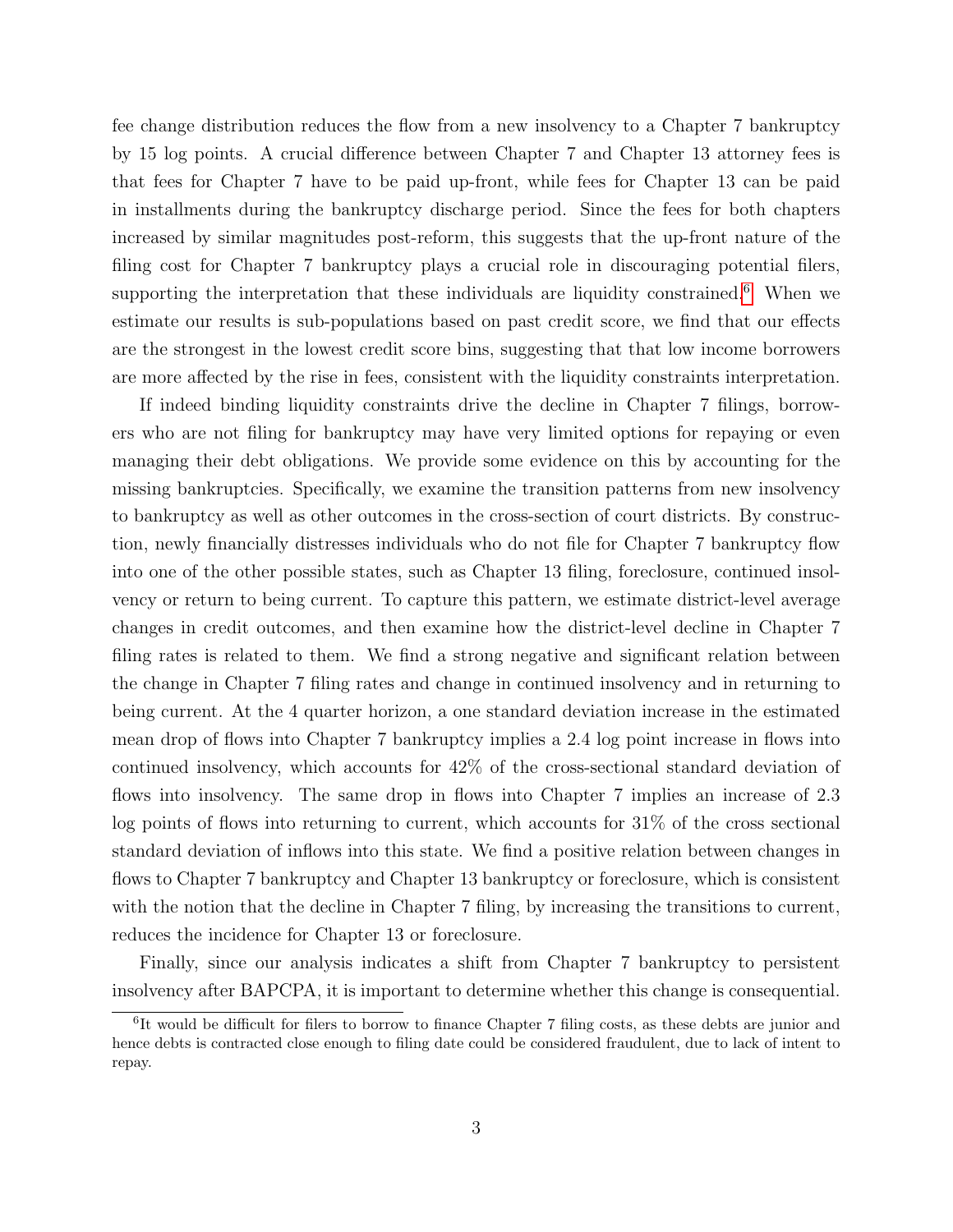fee change distribution reduces the flow from a new insolvency to a Chapter 7 bankruptcy by 15 log points. A crucial difference between Chapter 7 and Chapter 13 attorney fees is that fees for Chapter 7 have to be paid up-front, while fees for Chapter 13 can be paid in installments during the bankruptcy discharge period. Since the fees for both chapters increased by similar magnitudes post-reform, this suggests that the up-front nature of the filing cost for Chapter 7 bankruptcy plays a crucial role in discouraging potential filers, supporting the interpretation that these individuals are liquidity constrained.[6] When we estimate our results is sub-populations based on past credit score, we find that our effects are the strongest in the lowest credit score bins, suggesting that that low income borrowers are more affected by the rise in fees, consistent with the liquidity constraints interpretation.

If indeed binding liquidity constraints drive the decline in Chapter 7 filings, borrowers who are not filing for bankruptcy may have very limited options for repaying or even managing their debt obligations. We provide some evidence on this by accounting for the missing bankruptcies. Specifically, we examine the transition patterns from new insolvency to bankruptcy as well as other outcomes in the cross-section of court districts. By construction, newly financially distresses individuals who do not file for Chapter 7 bankruptcy flow into one of the other possible states, such as Chapter 13 filing, foreclosure, continued insolvency or return to being current. To capture this pattern, we estimate district-level average changes in credit outcomes, and then examine how the district-level decline in Chapter 7 filing rates is related to them. We find a strong negative and significant relation between the change in Chapter 7 filing rates and change in continued insolvency and in returning to being current. At the 4 quarter horizon, a one standard deviation increase in the estimated mean drop of flows into Chapter 7 bankruptcy implies a 2.4 log point increase in flows into continued insolvency, which accounts for 42% of the cross-sectional standard deviation of flows into insolvency. The same drop in flows into Chapter 7 implies an increase of 2.3 log points of flows into returning to current, which accounts for 31% of the cross sectional standard deviation of inflows into this state. We find a positive relation between changes in flows to Chapter 7 bankruptcy and Chapter 13 bankruptcy or foreclosure, which is consistent with the notion that the decline in Chapter 7 filing, by increasing the transitions to current, reduces the incidence for Chapter 13 or foreclosure.

Finally, since our analysis indicates a shift from Chapter 7 bankruptcy to persistent insolvency after BAPCPA, it is important to determine whether this change is consequential.

[6] It would be difficult for filers to borrow to finance Chapter 7 filing costs, as these debts are junior and hence debts is contracted close enough to filing date could be considered fraudulent, due to lack of intent to repay.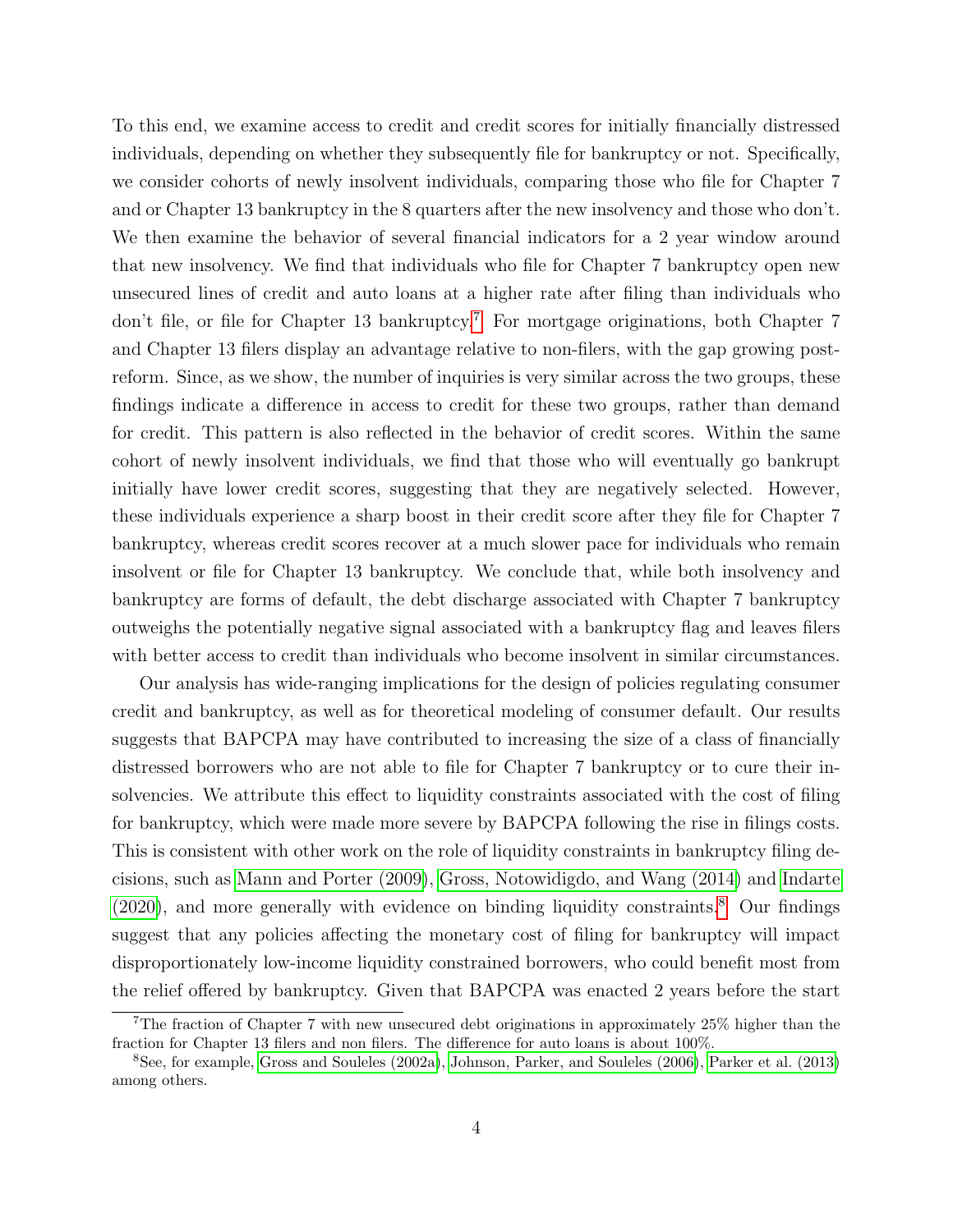To this end, we examine access to credit and credit scores for initially financially distressed individuals, depending on whether they subsequently file for bankruptcy or not. Specifically, we consider cohorts of newly insolvent individuals, comparing those who file for Chapter 7 and or Chapter 13 bankruptcy in the 8 quarters after the new insolvency and those who don't. We then examine the behavior of several financial indicators for a 2 year window around that new insolvency. We find that individuals who file for Chapter 7 bankruptcy open new unsecured lines of credit and auto loans at a higher rate after filing than individuals who don't file, or file for Chapter 13 bankruptcy.[7] For mortgage originations, both Chapter 7 and Chapter 13 filers display an advantage relative to non-filers, with the gap growing post-reform. Since, as we show, the number of inquiries is very similar across the two groups, these findings indicate a difference in access to credit for these two groups, rather than demand for credit. This pattern is also reflected in the behavior of credit scores. Within the same cohort of newly insolvent individuals, we find that those who will eventually go bankrupt initially have lower credit scores, suggesting that they are negatively selected. However, these individuals experience a sharp boost in their credit score after they file for Chapter 7 bankruptcy, whereas credit scores recover at a much slower pace for individuals who remain insolvent or file for Chapter 13 bankruptcy. We conclude that, while both insolvency and bankruptcy are forms of default, the debt discharge associated with Chapter 7 bankruptcy outweighs the potentially negative signal associated with a bankruptcy flag and leaves filers with better access to credit than individuals who become insolvent in similar circumstances.

Our analysis has wide-ranging implications for the design of policies regulating consumer credit and bankruptcy, as well as for theoretical modeling of consumer default. Our results suggests that BAPCPA may have contributed to increasing the size of a class of financially distressed borrowers who are not able to file for Chapter 7 bankruptcy or to cure their insolvencies. We attribute this effect to liquidity constraints associated with the cost of filing for bankruptcy, which were made more severe by BAPCPA following the rise in filings costs. This is consistent with other work on the role of liquidity constraints in bankruptcy filing decisions, such as Mann and Porter (2009), Gross, Notowidigdo, and Wang (2014) and Indarte (2020), and more generally with evidence on binding liquidity constraints.[8] Our findings suggest that any policies affecting the monetary cost of filing for bankruptcy will impact disproportionately low-income liquidity constrained borrowers, who could benefit most from the relief offered by bankruptcy. Given that BAPCPA was enacted 2 years before the start

[7] The fraction of Chapter 7 with new unsecured debt originations in approximately 25% higher than the fraction for Chapter 13 filers and non filers. The difference for auto loans is about 100%.

[8] See, for example, Gross and Souleles (2002a), Johnson, Parker, and Souleles (2006), Parker et al. (2013) among others.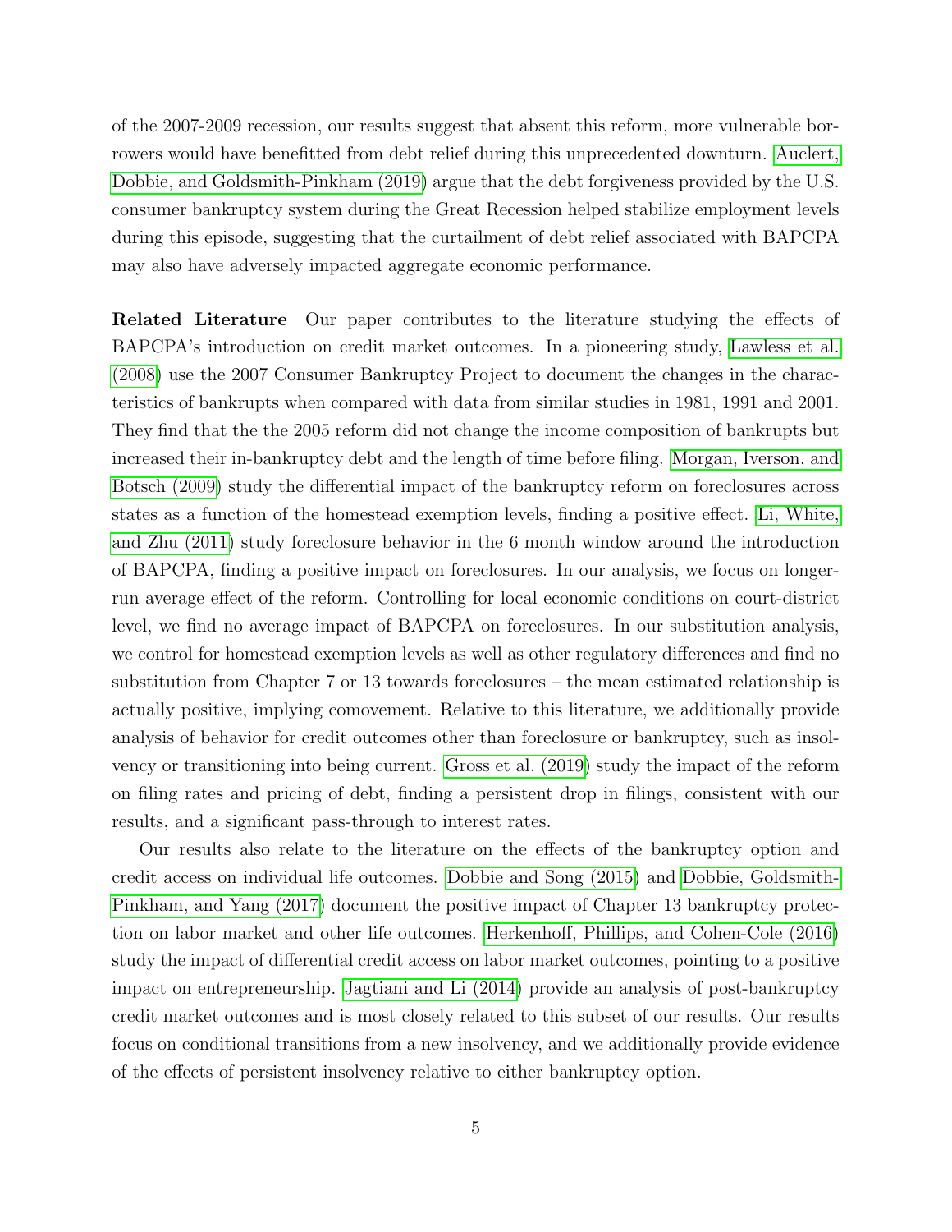of the 2007-2009 recession, our results suggest that absent this reform, more vulnerable borrowers would have benefitted from debt relief during this unprecedented downturn. Auclert, Dobbie, and Goldsmith-Pinkham (2019) argue that the debt forgiveness provided by the U.S. consumer bankruptcy system during the Great Recession helped stabilize employment levels during this episode, suggesting that the curtailment of debt relief associated with BAPCPA may also have adversely impacted aggregate economic performance.

**Related Literature** Our paper contributes to the literature studying the effects of BAPCPA's introduction on credit market outcomes. In a pioneering study, Lawless et al. (2008) use the 2007 Consumer Bankruptcy Project to document the changes in the characteristics of bankrupts when compared with data from similar studies in 1981, 1991 and 2001. They find that the the 2005 reform did not change the income composition of bankrupts but increased their in-bankruptcy debt and the length of time before filing. Morgan, Iverson, and Botsch (2009) study the differential impact of the bankruptcy reform on foreclosures across states as a function of the homestead exemption levels, finding a positive effect. Li, White, and Zhu (2011) study foreclosure behavior in the 6 month window around the introduction of BAPCPA, finding a positive impact on foreclosures. In our analysis, we focus on longer-run average effect of the reform. Controlling for local economic conditions on court-district level, we find no average impact of BAPCPA on foreclosures. In our substitution analysis, we control for homestead exemption levels as well as other regulatory differences and find no substitution from Chapter 7 or 13 towards foreclosures – the mean estimated relationship is actually positive, implying comovement. Relative to this literature, we additionally provide analysis of behavior for credit outcomes other than foreclosure or bankruptcy, such as insolvency or transitioning into being current. Gross et al. (2019) study the impact of the reform on filing rates and pricing of debt, finding a persistent drop in filings, consistent with our results, and a significant pass-through to interest rates.

Our results also relate to the literature on the effects of the bankruptcy option and credit access on individual life outcomes. Dobbie and Song (2015) and Dobbie, Goldsmith-Pinkham, and Yang (2017) document the positive impact of Chapter 13 bankruptcy protection on labor market and other life outcomes. Herkenhoff, Phillips, and Cohen-Cole (2016) study the impact of differential credit access on labor market outcomes, pointing to a positive impact on entrepreneurship. Jagtiani and Li (2014) provide an analysis of post-bankruptcy credit market outcomes and is most closely related to this subset of our results. Our results focus on conditional transitions from a new insolvency, and we additionally provide evidence of the effects of persistent insolvency relative to either bankruptcy option.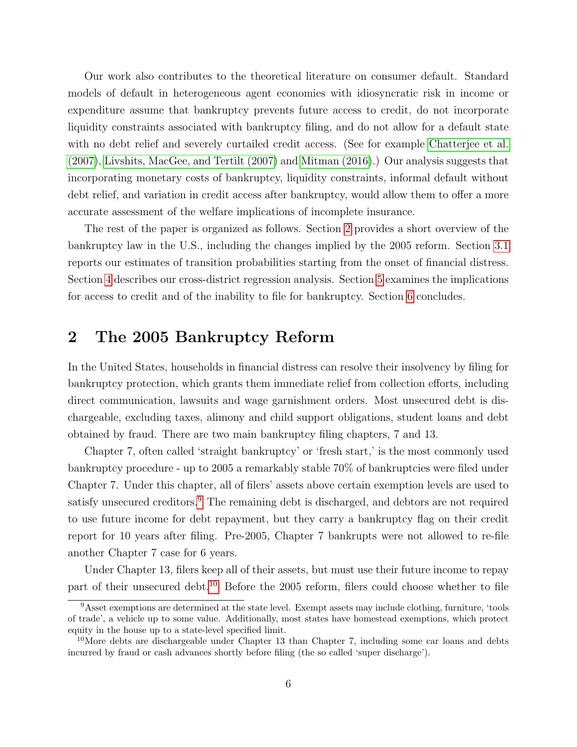Our work also contributes to the theoretical literature on consumer default. Standard models of default in heterogeneous agent economies with idiosyncratic risk in income or expenditure assume that bankruptcy prevents future access to credit, do not incorporate liquidity constraints associated with bankruptcy filing, and do not allow for a default state with no debt relief and severely curtailed credit access. (See for example Chatterjee et al. (2007), Livshits, MacGee, and Tertilt (2007) and Mitman (2016).) Our analysis suggests that incorporating monetary costs of bankruptcy, liquidity constraints, informal default without debt relief, and variation in credit access after bankruptcy, would allow them to offer a more accurate assessment of the welfare implications of incomplete insurance.

The rest of the paper is organized as follows. Section 2 provides a short overview of the bankruptcy law in the U.S., including the changes implied by the 2005 reform. Section 3.1 reports our estimates of transition probabilities starting from the onset of financial distress. Section 4 describes our cross-district regression analysis. Section 5 examines the implications for access to credit and of the inability to file for bankruptcy. Section 6 concludes.

# 2 The 2005 Bankruptcy Reform

In the United States, households in financial distress can resolve their insolvency by filing for bankruptcy protection, which grants them immediate relief from collection efforts, including direct communication, lawsuits and wage garnishment orders. Most unsecured debt is dischargeable, excluding taxes, alimony and child support obligations, student loans and debt obtained by fraud. There are two main bankruptcy filing chapters, 7 and 13.

Chapter 7, often called 'straight bankruptcy' or 'fresh start,' is the most commonly used bankruptcy procedure - up to 2005 a remarkably stable 70% of bankruptcies were filed under Chapter 7. Under this chapter, all of filers' assets above certain exemption levels are used to satisfy unsecured creditors.[9] The remaining debt is discharged, and debtors are not required to use future income for debt repayment, but they carry a bankruptcy flag on their credit report for 10 years after filing. Pre-2005, Chapter 7 bankrupts were not allowed to re-file another Chapter 7 case for 6 years.

Under Chapter 13, filers keep all of their assets, but must use their future income to repay part of their unsecured debt.[10] Before the 2005 reform, filers could choose whether to file

[9] Asset exemptions are determined at the state level. Exempt assets may include clothing, furniture, 'tools of trade', a vehicle up to some value. Additionally, most states have homestead exemptions, which protect equity in the house up to a state-level specified limit.

[10] More debts are dischargeable under Chapter 13 than Chapter 7, including some car loans and debts incurred by fraud or cash advances shortly before filing (the so called 'super discharge').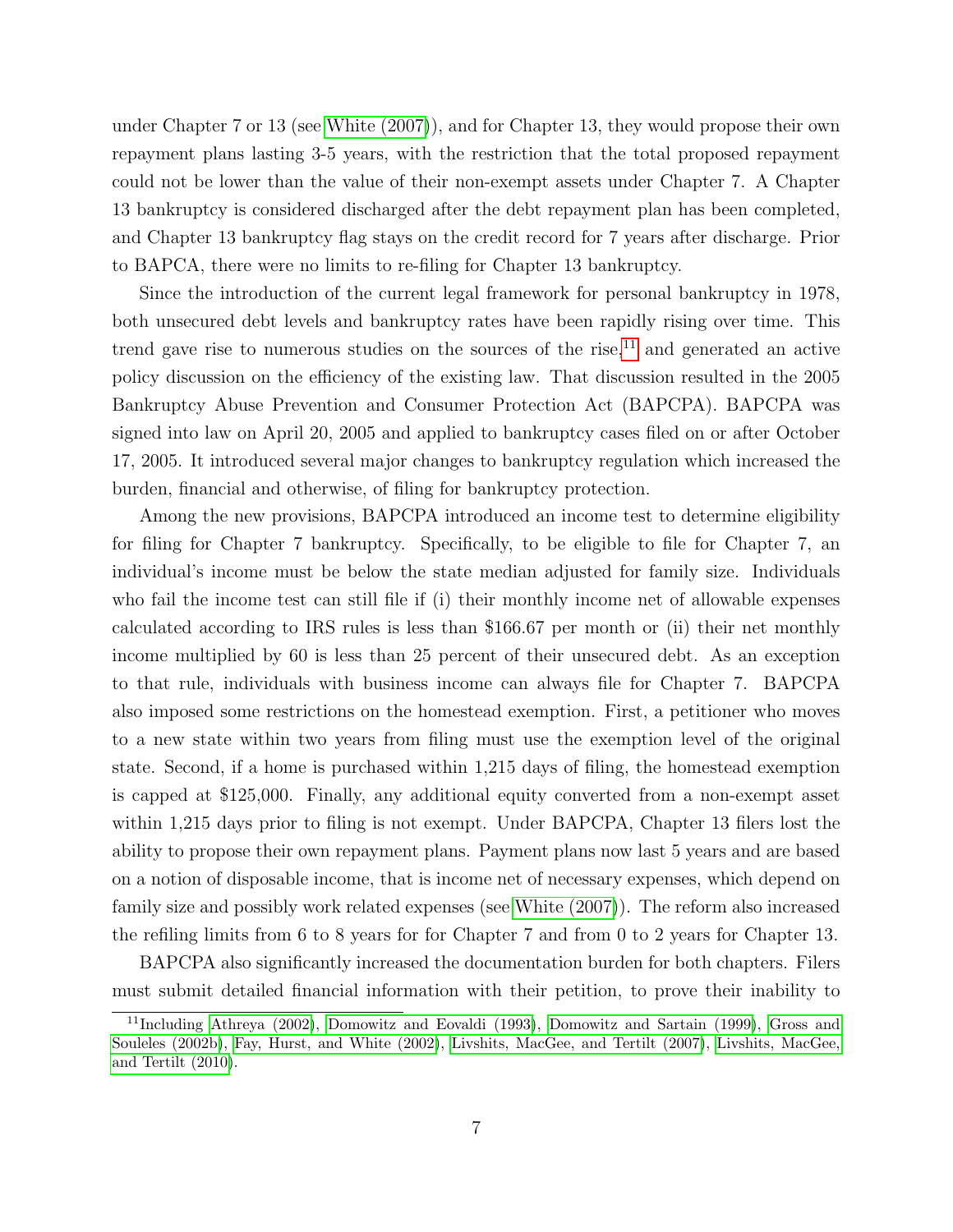under Chapter 7 or 13 (see White (2007)), and for Chapter 13, they would propose their own repayment plans lasting 3-5 years, with the restriction that the total proposed repayment could not be lower than the value of their non-exempt assets under Chapter 7. A Chapter 13 bankruptcy is considered discharged after the debt repayment plan has been completed, and Chapter 13 bankruptcy flag stays on the credit record for 7 years after discharge. Prior to BAPCA, there were no limits to re-filing for Chapter 13 bankruptcy.

Since the introduction of the current legal framework for personal bankruptcy in 1978, both unsecured debt levels and bankruptcy rates have been rapidly rising over time. This trend gave rise to numerous studies on the sources of the rise,[11] and generated an active policy discussion on the efficiency of the existing law. That discussion resulted in the 2005 Bankruptcy Abuse Prevention and Consumer Protection Act (BAPCPA). BAPCPA was signed into law on April 20, 2005 and applied to bankruptcy cases filed on or after October 17, 2005. It introduced several major changes to bankruptcy regulation which increased the burden, financial and otherwise, of filing for bankruptcy protection.

Among the new provisions, BAPCPA introduced an income test to determine eligibility for filing for Chapter 7 bankruptcy. Specifically, to be eligible to file for Chapter 7, an individual's income must be below the state median adjusted for family size. Individuals who fail the income test can still file if (i) their monthly income net of allowable expenses calculated according to IRS rules is less than $166.67 per month or (ii) their net monthly income multiplied by 60 is less than 25 percent of their unsecured debt. As an exception to that rule, individuals with business income can always file for Chapter 7. BAPCPA also imposed some restrictions on the homestead exemption. First, a petitioner who moves to a new state within two years from filing must use the exemption level of the original state. Second, if a home is purchased within 1,215 days of filing, the homestead exemption is capped at $125,000. Finally, any additional equity converted from a non-exempt asset within 1,215 days prior to filing is not exempt. Under BAPCPA, Chapter 13 filers lost the ability to propose their own repayment plans. Payment plans now last 5 years and are based on a notion of disposable income, that is income net of necessary expenses, which depend on family size and possibly work related expenses (see White (2007)). The reform also increased the refiling limits from 6 to 8 years for for Chapter 7 and from 0 to 2 years for Chapter 13.

BAPCPA also significantly increased the documentation burden for both chapters. Filers must submit detailed financial information with their petition, to prove their inability to

[11] Including Athreya (2002), Domowitz and Eovaldi (1993), Domowitz and Sartain (1999), Gross and Souleles (2002b), Fay, Hurst, and White (2002), Livshits, MacGee, and Tertilt (2007), Livshits, MacGee, and Tertilt (2010).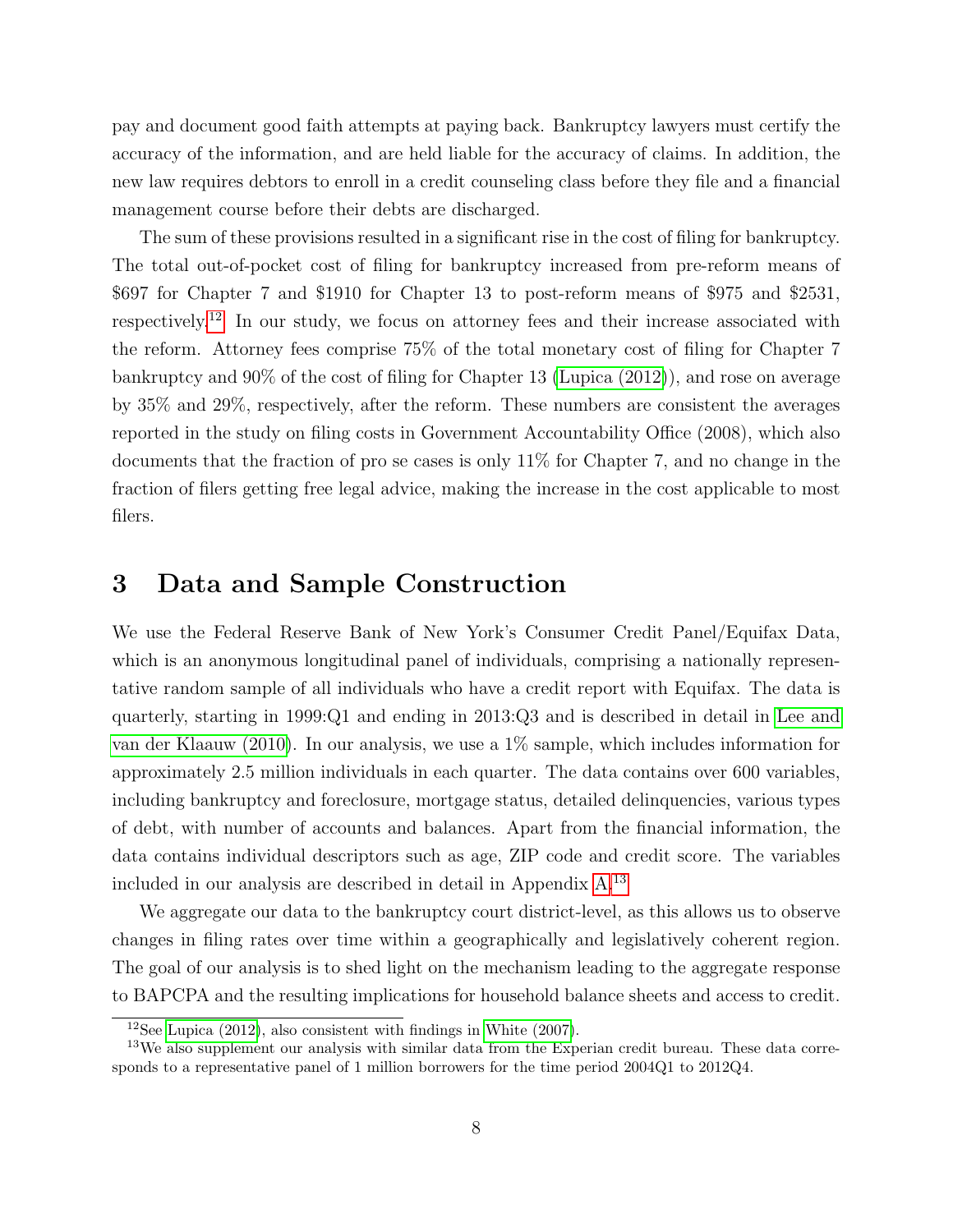pay and document good faith attempts at paying back. Bankruptcy lawyers must certify the accuracy of the information, and are held liable for the accuracy of claims. In addition, the new law requires debtors to enroll in a credit counseling class before they file and a financial management course before their debts are discharged.

The sum of these provisions resulted in a significant rise in the cost of filing for bankruptcy. The total out-of-pocket cost of filing for bankruptcy increased from pre-reform means of $697 for Chapter 7 and $1910 for Chapter 13 to post-reform means of $975 and $2531, respectively.[12] In our study, we focus on attorney fees and their increase associated with the reform. Attorney fees comprise 75% of the total monetary cost of filing for Chapter 7 bankruptcy and 90% of the cost of filing for Chapter 13 (Lupica (2012)), and rose on average by 35% and 29%, respectively, after the reform. These numbers are consistent the averages reported in the study on filing costs in Government Accountability Office (2008), which also documents that the fraction of pro se cases is only 11% for Chapter 7, and no change in the fraction of filers getting free legal advice, making the increase in the cost applicable to most filers.

# 3 Data and Sample Construction

We use the Federal Reserve Bank of New York's Consumer Credit Panel/Equifax Data, which is an anonymous longitudinal panel of individuals, comprising a nationally representative random sample of all individuals who have a credit report with Equifax. The data is quarterly, starting in 1999:Q1 and ending in 2013:Q3 and is described in detail in Lee and van der Klaauw (2010). In our analysis, we use a 1% sample, which includes information for approximately 2.5 million individuals in each quarter. The data contains over 600 variables, including bankruptcy and foreclosure, mortgage status, detailed delinquencies, various types of debt, with number of accounts and balances. Apart from the financial information, the data contains individual descriptors such as age, ZIP code and credit score. The variables included in our analysis are described in detail in Appendix A.[13]

We aggregate our data to the bankruptcy court district-level, as this allows us to observe changes in filing rates over time within a geographically and legislatively coherent region. The goal of our analysis is to shed light on the mechanism leading to the aggregate response to BAPCPA and the resulting implications for household balance sheets and access to credit.

[12] See Lupica (2012), also consistent with findings in White (2007).

[13] We also supplement our analysis with similar data from the Experian credit bureau. These data corresponds to a representative panel of 1 million borrowers for the time period 2004Q1 to 2012Q4.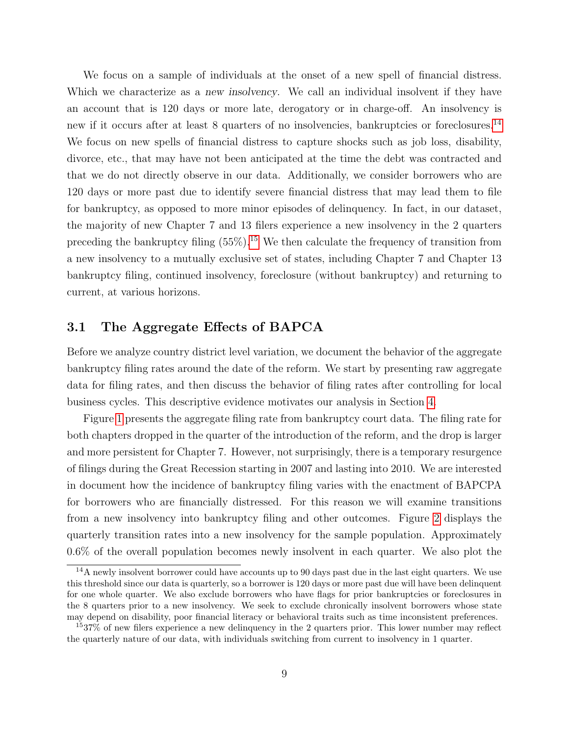We focus on a sample of individuals at the onset of a new spell of financial distress. Which we characterize as a *new insolvency*. We call an individual insolvent if they have an account that is 120 days or more late, derogatory or in charge-off. An insolvency is new if it occurs after at least 8 quarters of no insolvencies, bankruptcies or foreclosures.[14] We focus on new spells of financial distress to capture shocks such as job loss, disability, divorce, etc., that may have not been anticipated at the time the debt was contracted and that we do not directly observe in our data. Additionally, we consider borrowers who are 120 days or more past due to identify severe financial distress that may lead them to file for bankruptcy, as opposed to more minor episodes of delinquency. In fact, in our dataset, the majority of new Chapter 7 and 13 filers experience a new insolvency in the 2 quarters preceding the bankruptcy filing (55%).[15] We then calculate the frequency of transition from a new insolvency to a mutually exclusive set of states, including Chapter 7 and Chapter 13 bankruptcy filing, continued insolvency, foreclosure (without bankruptcy) and returning to current, at various horizons.

## 3.1 The Aggregate Effects of BAPCA

Before we analyze country district level variation, we document the behavior of the aggregate bankruptcy filing rates around the date of the reform. We start by presenting raw aggregate data for filing rates, and then discuss the behavior of filing rates after controlling for local business cycles. This descriptive evidence motivates our analysis in Section 4.

Figure 1 presents the aggregate filing rate from bankruptcy court data. The filing rate for both chapters dropped in the quarter of the introduction of the reform, and the drop is larger and more persistent for Chapter 7. However, not surprisingly, there is a temporary resurgence of filings during the Great Recession starting in 2007 and lasting into 2010. We are interested in document how the incidence of bankruptcy filing varies with the enactment of BAPCPA for borrowers who are financially distressed. For this reason we will examine transitions from a new insolvency into bankruptcy filing and other outcomes. Figure 2 displays the quarterly transition rates into a new insolvency for the sample population. Approximately 0.6% of the overall population becomes newly insolvent in each quarter. We also plot the

[14] A newly insolvent borrower could have accounts up to 90 days past due in the last eight quarters. We use this threshold since our data is quarterly, so a borrower is 120 days or more past due will have been delinquent for one whole quarter. We also exclude borrowers who have flags for prior bankruptcies or foreclosures in the 8 quarters prior to a new insolvency. We seek to exclude chronically insolvent borrowers whose state may depend on disability, poor financial literacy or behavioral traits such as time inconsistent preferences.

[15] 37% of new filers experience a new delinquency in the 2 quarters prior. This lower number may reflect the quarterly nature of our data, with individuals switching from current to insolvency in 1 quarter.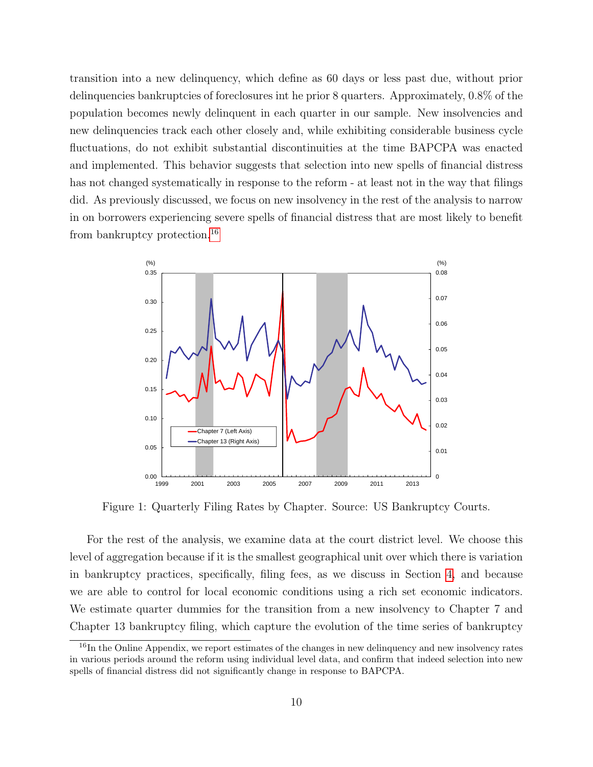transition into a new delinquency, which define as 60 days or less past due, without prior delinquencies bankruptcies of foreclosures int he prior 8 quarters. Approximately, 0.8% of the population becomes newly delinquent in each quarter in our sample. New insolvencies and new delinquencies track each other closely and, while exhibiting considerable business cycle fluctuations, do not exhibit substantial discontinuities at the time BAPCPA was enacted and implemented. This behavior suggests that selection into new spells of financial distress has not changed systematically in response to the reform - at least not in the way that filings did. As previously discussed, we focus on new insolvency in the rest of the analysis to narrow in on borrowers experiencing severe spells of financial distress that are most likely to benefit from bankruptcy protection.[16]

Figure 1: Quarterly Filing Rates by Chapter. Source: US Bankruptcy Courts.

For the rest of the analysis, we examine data at the court district level. We choose this level of aggregation because if it is the smallest geographical unit over which there is variation in bankruptcy practices, specifically, filing fees, as we discuss in Section 4, and because we are able to control for local economic conditions using a rich set economic indicators. We estimate quarter dummies for the transition from a new insolvency to Chapter 7 and Chapter 13 bankruptcy filing, which capture the evolution of the time series of bankruptcy

[16] In the Online Appendix, we report estimates of the changes in new delinquency and new insolvency rates in various periods around the reform using individual level data, and confirm that indeed selection into new spells of financial distress did not significantly change in response to BAPCPA.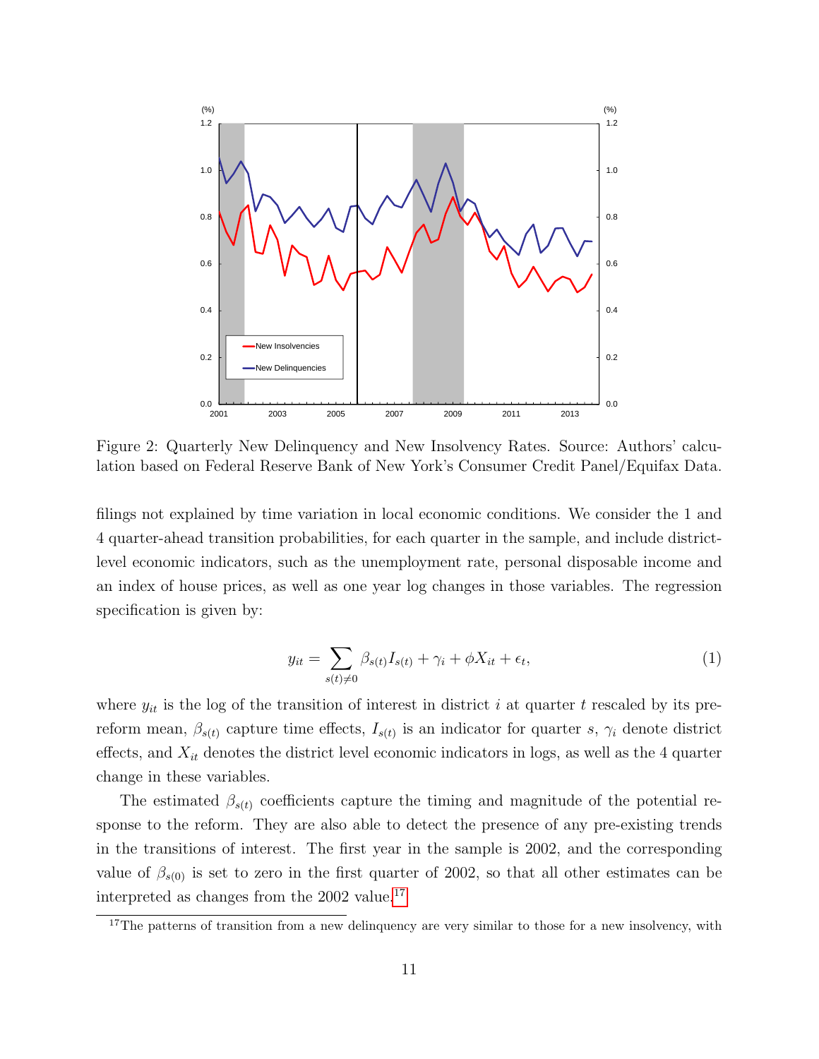Figure 2: Quarterly New Delinquency and New Insolvency Rates. Source: Authors' calculation based on Federal Reserve Bank of New York's Consumer Credit Panel/Equifax Data.

filings not explained by time variation in local economic conditions. We consider the 1 and 4 quarter-ahead transition probabilities, for each quarter in the sample, and include district-level economic indicators, such as the unemployment rate, personal disposable income and an index of house prices, as well as one year log changes in those variables. The regression specification is given by:

$$y_{it} = \sum_{s(t) \neq 0} \beta_{s(t)} I_{s(t)} + \gamma_i + \phi X_{it} + \epsilon_t, \tag{1}$$

where $y_{it}$ is the log of the transition of interest in district $i$ at quarter $t$ rescaled by its pre-reform mean, $\beta_{s(t)}$ capture time effects, $I_{s(t)}$ is an indicator for quarter $s$, $\gamma_i$ denote district effects, and $X_{it}$ denotes the district level economic indicators in logs, as well as the 4 quarter change in these variables.

The estimated $\beta_{s(t)}$ coefficients capture the timing and magnitude of the potential response to the reform. They are also able to detect the presence of any pre-existing trends in the transitions of interest. The first year in the sample is 2002, and the corresponding value of $\beta_{s(0)}$ is set to zero in the first quarter of 2002, so that all other estimates can be interpreted as changes from the 2002 value.[17]

[17]The patterns of transition from a new delinquency are very similar to those for a new insolvency, with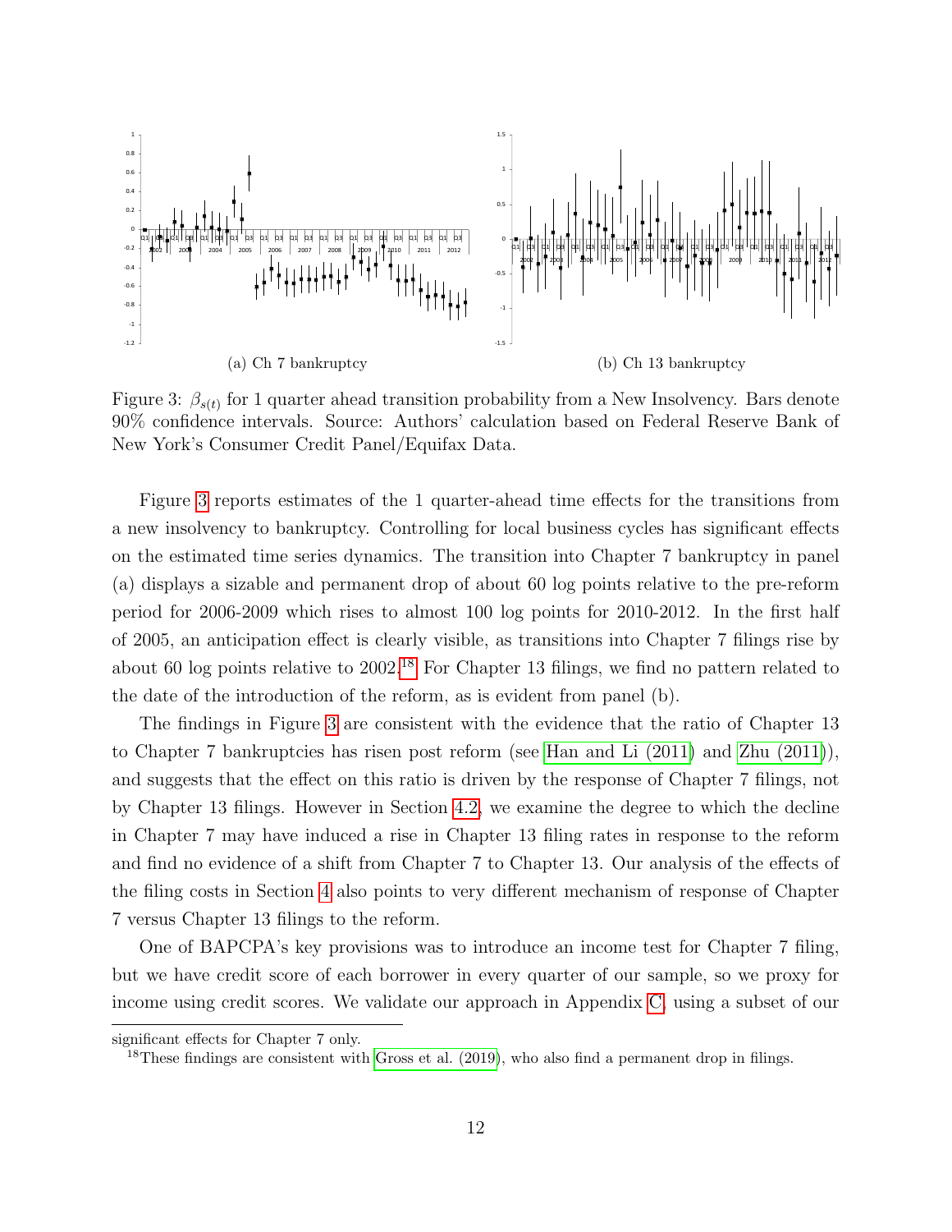(a) Ch 7 bankruptcy

(b) Ch 13 bankruptcy

Figure 3: $\beta_{s(t)}$ for 1 quarter ahead transition probability from a New Insolvency. Bars denote 90% confidence intervals. Source: Authors' calculation based on Federal Reserve Bank of New York's Consumer Credit Panel/Equifax Data.

Figure 3 reports estimates of the 1 quarter-ahead time effects for the transitions from a new insolvency to bankruptcy. Controlling for local business cycles has significant effects on the estimated time series dynamics. The transition into Chapter 7 bankruptcy in panel (a) displays a sizable and permanent drop of about 60 log points relative to the pre-reform period for 2006-2009 which rises to almost 100 log points for 2010-2012. In the first half of 2005, an anticipation effect is clearly visible, as transitions into Chapter 7 filings rise by about 60 log points relative to 2002.[18] For Chapter 13 filings, we find no pattern related to the date of the introduction of the reform, as is evident from panel (b).

The findings in Figure 3 are consistent with the evidence that the ratio of Chapter 13 to Chapter 7 bankruptcies has risen post reform (see Han and Li (2011) and Zhu (2011)), and suggests that the effect on this ratio is driven by the response of Chapter 7 filings, not by Chapter 13 filings. However in Section 4.2, we examine the degree to which the decline in Chapter 7 may have induced a rise in Chapter 13 filing rates in response to the reform and find no evidence of a shift from Chapter 7 to Chapter 13. Our analysis of the effects of the filing costs in Section 4 also points to very different mechanism of response of Chapter 7 versus Chapter 13 filings to the reform.

One of BAPCPA's key provisions was to introduce an income test for Chapter 7 filing, but we have credit score of each borrower in every quarter of our sample, so we proxy for income using credit scores. We validate our approach in Appendix C, using a subset of our

significant effects for Chapter 7 only.

[18] These findings are consistent with Gross et al. (2019), who also find a permanent drop in filings.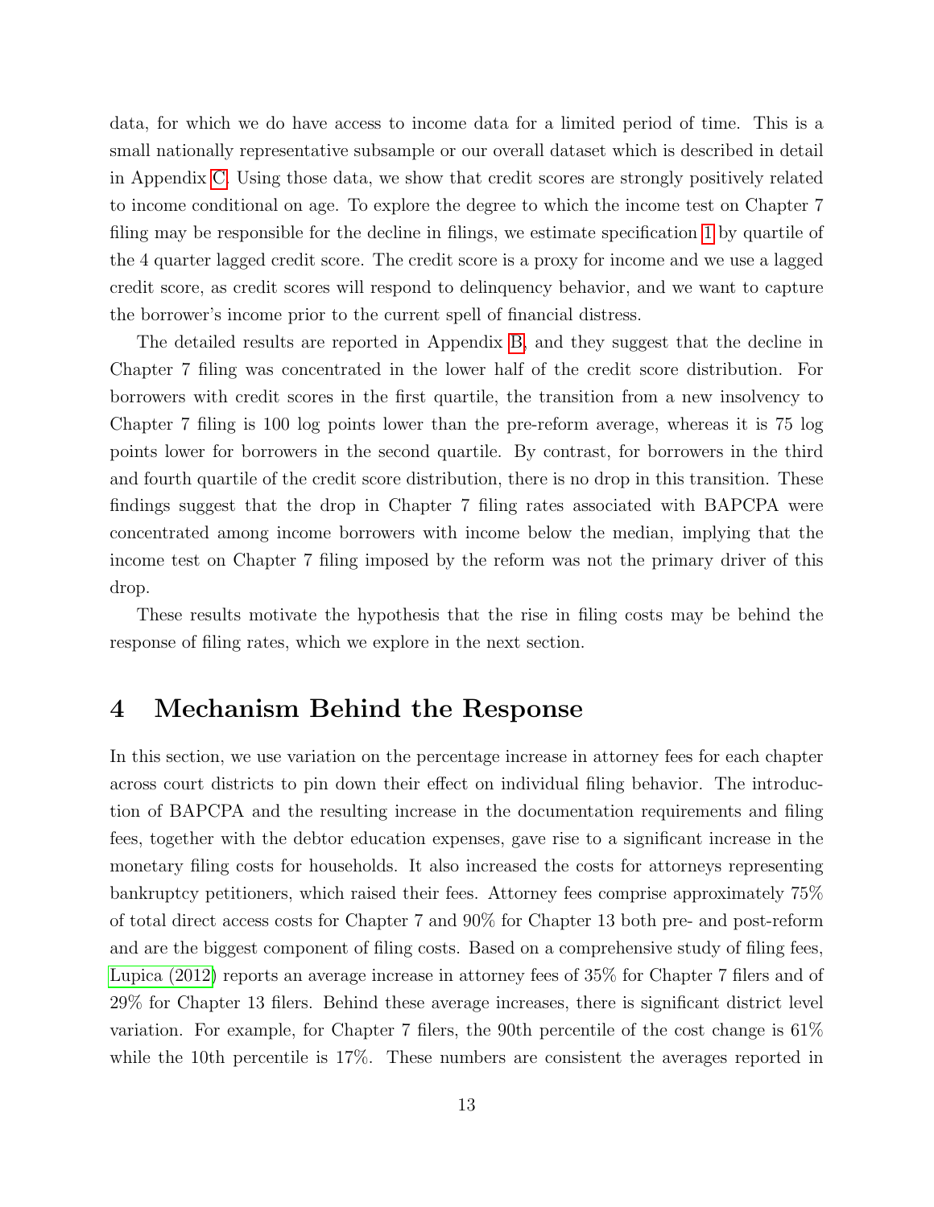data, for which we do have access to income data for a limited period of time. This is a small nationally representative subsample or our overall dataset which is described in detail in Appendix C. Using those data, we show that credit scores are strongly positively related to income conditional on age. To explore the degree to which the income test on Chapter 7 filing may be responsible for the decline in filings, we estimate specification 1 by quartile of the 4 quarter lagged credit score. The credit score is a proxy for income and we use a lagged credit score, as credit scores will respond to delinquency behavior, and we want to capture the borrower's income prior to the current spell of financial distress.

The detailed results are reported in Appendix B, and they suggest that the decline in Chapter 7 filing was concentrated in the lower half of the credit score distribution. For borrowers with credit scores in the first quartile, the transition from a new insolvency to Chapter 7 filing is 100 log points lower than the pre-reform average, whereas it is 75 log points lower for borrowers in the second quartile. By contrast, for borrowers in the third and fourth quartile of the credit score distribution, there is no drop in this transition. These findings suggest that the drop in Chapter 7 filing rates associated with BAPCPA were concentrated among income borrowers with income below the median, implying that the income test on Chapter 7 filing imposed by the reform was not the primary driver of this drop.

These results motivate the hypothesis that the rise in filing costs may be behind the response of filing rates, which we explore in the next section.

# 4 Mechanism Behind the Response

In this section, we use variation on the percentage increase in attorney fees for each chapter across court districts to pin down their effect on individual filing behavior. The introduction of BAPCPA and the resulting increase in the documentation requirements and filing fees, together with the debtor education expenses, gave rise to a significant increase in the monetary filing costs for households. It also increased the costs for attorneys representing bankruptcy petitioners, which raised their fees. Attorney fees comprise approximately 75% of total direct access costs for Chapter 7 and 90% for Chapter 13 both pre- and post-reform and are the biggest component of filing costs. Based on a comprehensive study of filing fees, Lupica (2012) reports an average increase in attorney fees of 35% for Chapter 7 filers and of 29% for Chapter 13 filers. Behind these average increases, there is significant district level variation. For example, for Chapter 7 filers, the 90th percentile of the cost change is 61% while the 10th percentile is 17%. These numbers are consistent the averages reported in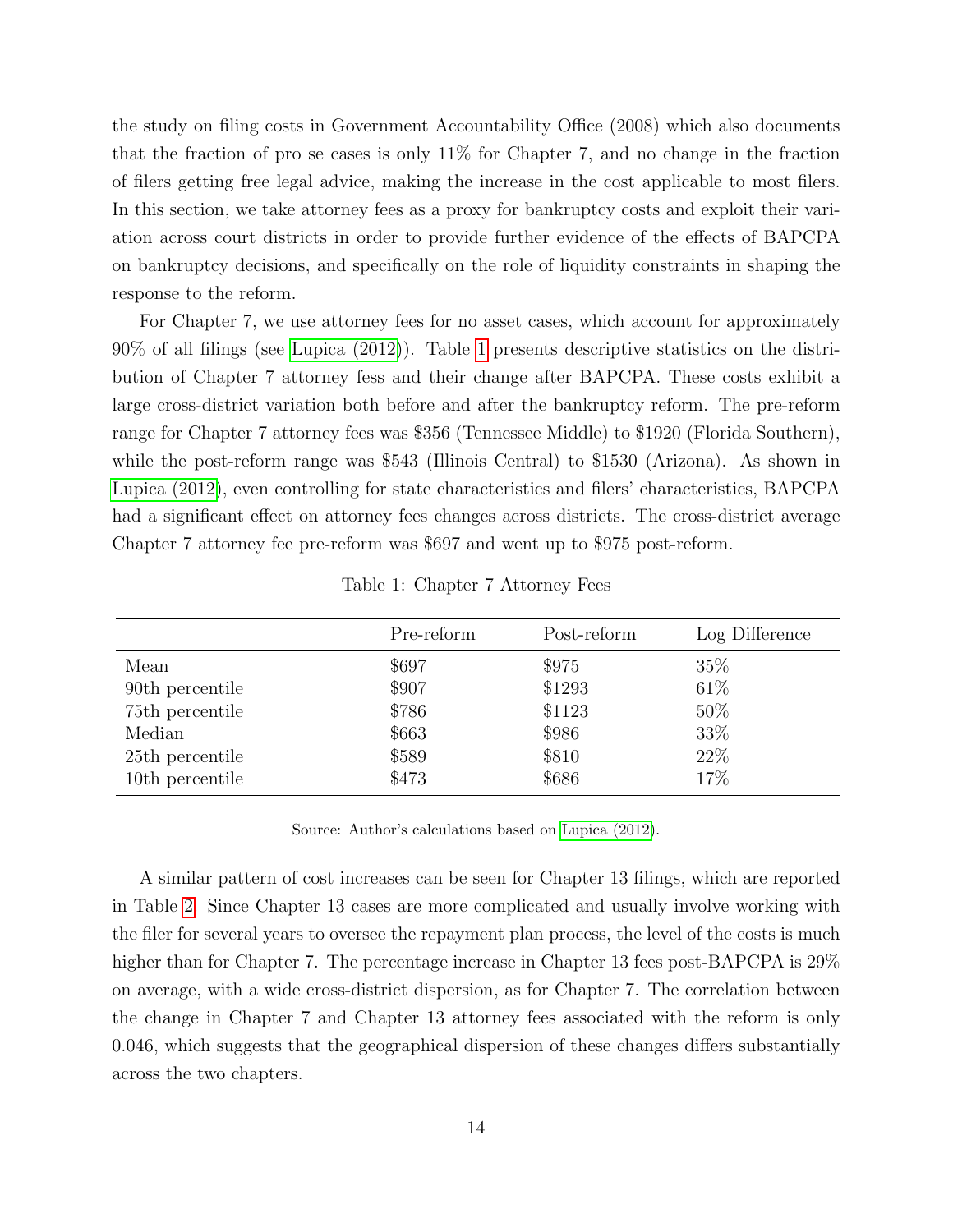the study on filing costs in Government Accountability Office (2008) which also documents that the fraction of pro se cases is only 11% for Chapter 7, and no change in the fraction of filers getting free legal advice, making the increase in the cost applicable to most filers. In this section, we take attorney fees as a proxy for bankruptcy costs and exploit their variation across court districts in order to provide further evidence of the effects of BAPCPA on bankruptcy decisions, and specifically on the role of liquidity constraints in shaping the response to the reform.

For Chapter 7, we use attorney fees for no asset cases, which account for approximately 90% of all filings (see Lupica (2012)). Table 1 presents descriptive statistics on the distribution of Chapter 7 attorney fess and their change after BAPCPA. These costs exhibit a large cross-district variation both before and after the bankruptcy reform. The pre-reform range for Chapter 7 attorney fees was $356 (Tennessee Middle) to $1920 (Florida Southern), while the post-reform range was $543 (Illinois Central) to $1530 (Arizona). As shown in Lupica (2012), even controlling for state characteristics and filers' characteristics, BAPCPA had a significant effect on attorney fees changes across districts. The cross-district average Chapter 7 attorney fee pre-reform was $697 and went up to $975 post-reform.

Table 1: Chapter 7 Attorney Fees

| | Pre-reform | Post-reform | Log Difference |
|---|---|---|---|
| Mean | $697 | $975 | 35% |
| 90th percentile | $907 | $1293 | 61% |
| 75th percentile | $786 | $1123 | 50% |
| Median | $663 | $986 | 33% |
| 25th percentile | $589 | $810 | 22% |
| 10th percentile | $473 | $686 | 17% |

Source: Author's calculations based on Lupica (2012).

A similar pattern of cost increases can be seen for Chapter 13 filings, which are reported in Table 2. Since Chapter 13 cases are more complicated and usually involve working with the filer for several years to oversee the repayment plan process, the level of the costs is much higher than for Chapter 7. The percentage increase in Chapter 13 fees post-BAPCPA is 29% on average, with a wide cross-district dispersion, as for Chapter 7. The correlation between the change in Chapter 7 and Chapter 13 attorney fees associated with the reform is only 0.046, which suggests that the geographical dispersion of these changes differs substantially across the two chapters.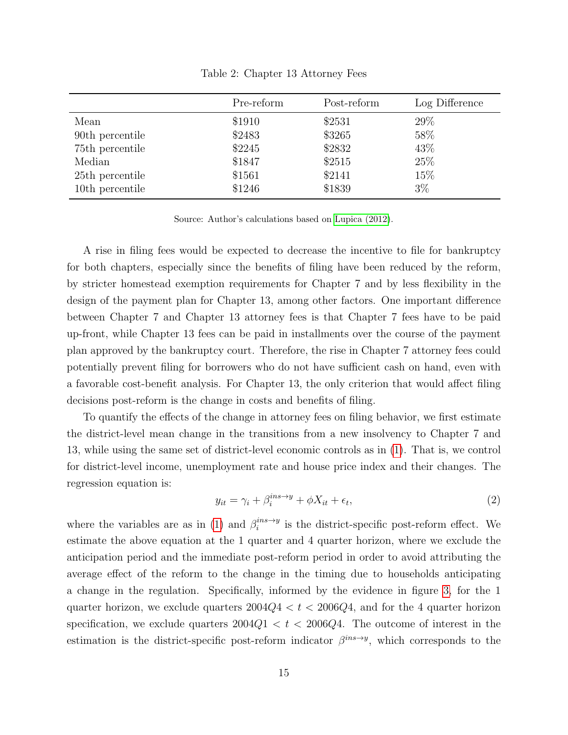Table 2: Chapter 13 Attorney Fees

| | Pre-reform | Post-reform | Log Difference |
|---|---|---|---|
| Mean | \$1910 | \$2531 | 29% |
| 90th percentile | \$2483 | \$3265 | 58% |
| 75th percentile | \$2245 | \$2832 | 43% |
| Median | \$1847 | \$2515 | 25% |
| 25th percentile | \$1561 | \$2141 | 15% |
| 10th percentile | \$1246 | \$1839 | 3% |

Source: Author's calculations based on Lupica (2012).

A rise in filing fees would be expected to decrease the incentive to file for bankruptcy for both chapters, especially since the benefits of filing have been reduced by the reform, by stricter homestead exemption requirements for Chapter 7 and by less flexibility in the design of the payment plan for Chapter 13, among other factors. One important difference between Chapter 7 and Chapter 13 attorney fees is that Chapter 7 fees have to be paid up-front, while Chapter 13 fees can be paid in installments over the course of the payment plan approved by the bankruptcy court. Therefore, the rise in Chapter 7 attorney fees could potentially prevent filing for borrowers who do not have sufficient cash on hand, even with a favorable cost-benefit analysis. For Chapter 13, the only criterion that would affect filing decisions post-reform is the change in costs and benefits of filing.

To quantify the effects of the change in attorney fees on filing behavior, we first estimate the district-level mean change in the transitions from a new insolvency to Chapter 7 and 13, while using the same set of district-level economic controls as in (1). That is, we control for district-level income, unemployment rate and house price index and their changes. The regression equation is:

$$y_{it} = \gamma_i + \beta_i^{ins \to y} + \phi X_{it} + \epsilon_t, \tag{2}$$

where the variables are as in (1) and $\beta_i^{ins \to y}$ is the district-specific post-reform effect. We estimate the above equation at the 1 quarter and 4 quarter horizon, where we exclude the anticipation period and the immediate post-reform period in order to avoid attributing the average effect of the reform to the change in the timing due to households anticipating a change in the regulation. Specifically, informed by the evidence in figure 3, for the 1 quarter horizon, we exclude quarters $2004Q4 < t < 2006Q4$, and for the 4 quarter horizon specification, we exclude quarters $2004Q1 < t < 2006Q4$. The outcome of interest in the estimation is the district-specific post-reform indicator $\beta^{ins \to y}$, which corresponds to the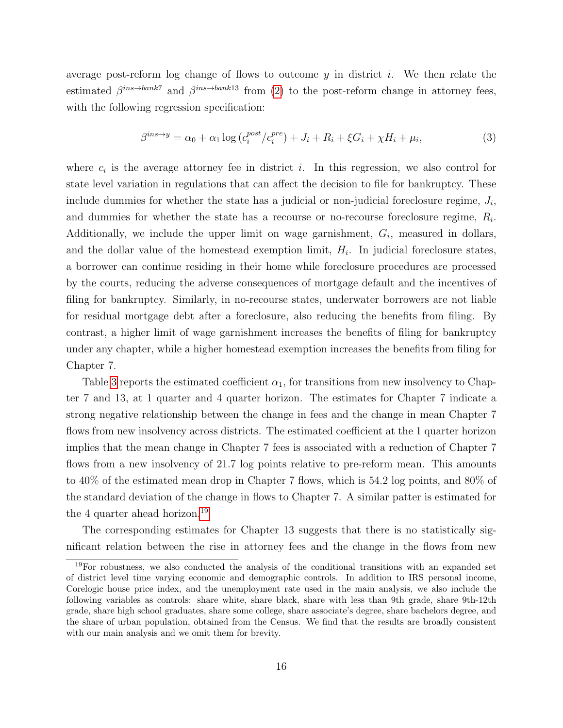average post-reform log change of flows to outcome $y$ in district $i$. We then relate the estimated $\beta^{ins\rightarrow bank7}$ and $\beta^{ins\rightarrow bank13}$ from (2) to the post-reform change in attorney fees, with the following regression specification:

$$\beta^{ins\rightarrow y} = \alpha_0 + \alpha_1 \log{(c_i^{post}/c_i^{pre})} + J_i + R_i + \xi G_i + \chi H_i + \mu_i, \tag{3}$$

where $c_i$ is the average attorney fee in district $i$. In this regression, we also control for state level variation in regulations that can affect the decision to file for bankruptcy. These include dummies for whether the state has a judicial or non-judicial foreclosure regime, $J_i$, and dummies for whether the state has a recourse or no-recourse foreclosure regime, $R_i$. Additionally, we include the upper limit on wage garnishment, $G_i$, measured in dollars, and the dollar value of the homestead exemption limit, $H_i$. In judicial foreclosure states, a borrower can continue residing in their home while foreclosure procedures are processed by the courts, reducing the adverse consequences of mortgage default and the incentives of filing for bankruptcy. Similarly, in no-recourse states, underwater borrowers are not liable for residual mortgage debt after a foreclosure, also reducing the benefits from filing. By contrast, a higher limit of wage garnishment increases the benefits of filing for bankruptcy under any chapter, while a higher homestead exemption increases the benefits from filing for Chapter 7.

Table 3 reports the estimated coefficient $\alpha_1$, for transitions from new insolvency to Chapter 7 and 13, at 1 quarter and 4 quarter horizon. The estimates for Chapter 7 indicate a strong negative relationship between the change in fees and the change in mean Chapter 7 flows from new insolvency across districts. The estimated coefficient at the 1 quarter horizon implies that the mean change in Chapter 7 fees is associated with a reduction of Chapter 7 flows from a new insolvency of 21.7 log points relative to pre-reform mean. This amounts to 40% of the estimated mean drop in Chapter 7 flows, which is 54.2 log points, and 80% of the standard deviation of the change in flows to Chapter 7. A similar patter is estimated for the 4 quarter ahead horizon.[19]

The corresponding estimates for Chapter 13 suggests that there is no statistically significant relation between the rise in attorney fees and the change in the flows from new

[19] For robustness, we also conducted the analysis of the conditional transitions with an expanded set of district level time varying economic and demographic controls. In addition to IRS personal income, Corelogic house price index, and the unemployment rate used in the main analysis, we also include the following variables as controls: share white, share black, share with less than 9th grade, share 9th-12th grade, share high school graduates, share some college, share associate's degree, share bachelors degree, and the share of urban population, obtained from the Census. We find that the results are broadly consistent with our main analysis and we omit them for brevity.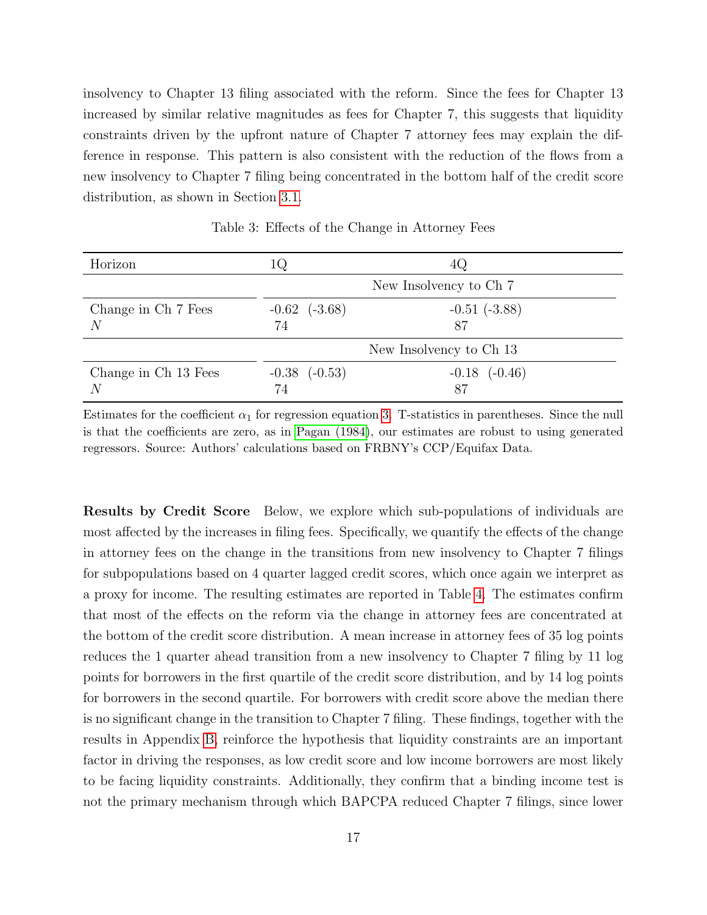insolvency to Chapter 13 filing associated with the reform. Since the fees for Chapter 13 increased by similar relative magnitudes as fees for Chapter 7, this suggests that liquidity constraints driven by the upfront nature of Chapter 7 attorney fees may explain the difference in response. This pattern is also consistent with the reduction of the flows from a new insolvency to Chapter 7 filing being concentrated in the bottom half of the credit score distribution, as shown in Section 3.1.

Table 3: Effects of the Change in Attorney Fees

| Horizon | 1Q | 4Q |
|---|---|---|
| | New Insolvency to Ch 7 | |
| Change in Ch 7 Fees | -0.62 (-3.68) | -0.51 (-3.88) |
| $N$ | 74 | 87 |
| | New Insolvency to Ch 13 | |
| Change in Ch 13 Fees | -0.38 (-0.53) | -0.18 (-0.46) |
| $N$ | 74 | 87 |

Estimates for the coefficient $\alpha_1$ for regression equation 3. T-statistics in parentheses. Since the null is that the coefficients are zero, as in Pagan (1984), our estimates are robust to using generated regressors. Source: Authors' calculations based on FRBNY's CCP/Equifax Data.

**Results by Credit Score** Below, we explore which sub-populations of individuals are most affected by the increases in filing fees. Specifically, we quantify the effects of the change in attorney fees on the change in the transitions from new insolvency to Chapter 7 filings for subpopulations based on 4 quarter lagged credit scores, which once again we interpret as a proxy for income. The resulting estimates are reported in Table 4. The estimates confirm that most of the effects on the reform via the change in attorney fees are concentrated at the bottom of the credit score distribution. A mean increase in attorney fees of 35 log points reduces the 1 quarter ahead transition from a new insolvency to Chapter 7 filing by 11 log points for borrowers in the first quartile of the credit score distribution, and by 14 log points for borrowers in the second quartile. For borrowers with credit score above the median there is no significant change in the transition to Chapter 7 filing. These findings, together with the results in Appendix B, reinforce the hypothesis that liquidity constraints are an important factor in driving the responses, as low credit score and low income borrowers are most likely to be facing liquidity constraints. Additionally, they confirm that a binding income test is not the primary mechanism through which BAPCPA reduced Chapter 7 filings, since lower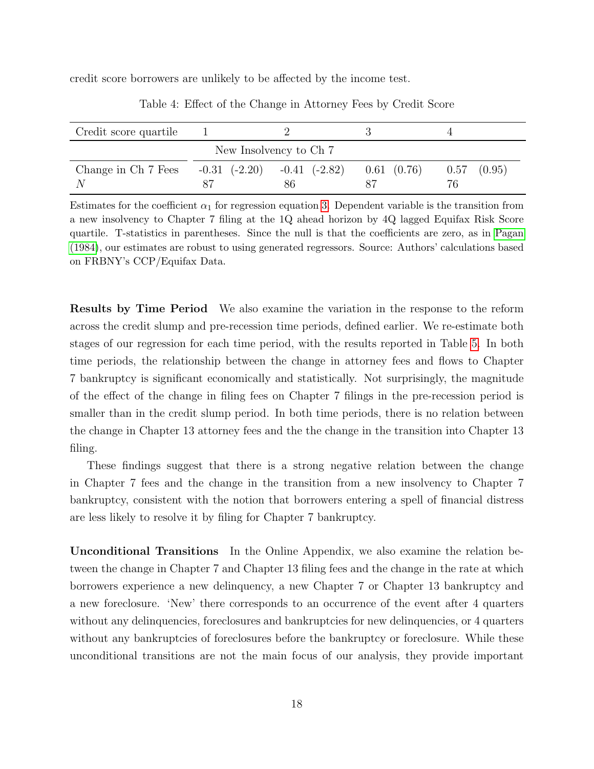credit score borrowers are unlikely to be affected by the income test.

Table 4: Effect of the Change in Attorney Fees by Credit Score

| Credit score quartile | 1 | 2 | 3 | 4 |
|---|---|---|---|---|
| | | New Insolvency to Ch 7 | | |
| Change in Ch 7 Fees | -0.31 (-2.20) | -0.41 (-2.82) | 0.61 (0.76) | 0.57 (0.95) |
| $N$ | 87 | 86 | 87 | 76 |

Estimates for the coefficient $\alpha_1$ for regression equation 3. Dependent variable is the transition from a new insolvency to Chapter 7 filing at the 1Q ahead horizon by 4Q lagged Equifax Risk Score quartile. T-statistics in parentheses. Since the null is that the coefficients are zero, as in Pagan (1984), our estimates are robust to using generated regressors. Source: Authors' calculations based on FRBNY's CCP/Equifax Data.

**Results by Time Period** We also examine the variation in the response to the reform across the credit slump and pre-recession time periods, defined earlier. We re-estimate both stages of our regression for each time period, with the results reported in Table 5. In both time periods, the relationship between the change in attorney fees and flows to Chapter 7 bankruptcy is significant economically and statistically. Not surprisingly, the magnitude of the effect of the change in filing fees on Chapter 7 filings in the pre-recession period is smaller than in the credit slump period. In both time periods, there is no relation between the change in Chapter 13 attorney fees and the the change in the transition into Chapter 13 filing.

These findings suggest that there is a strong negative relation between the change in Chapter 7 fees and the change in the transition from a new insolvency to Chapter 7 bankruptcy, consistent with the notion that borrowers entering a spell of financial distress are less likely to resolve it by filing for Chapter 7 bankruptcy.

**Unconditional Transitions** In the Online Appendix, we also examine the relation between the change in Chapter 7 and Chapter 13 filing fees and the change in the rate at which borrowers experience a new delinquency, a new Chapter 7 or Chapter 13 bankruptcy and a new foreclosure. 'New' there corresponds to an occurrence of the event after 4 quarters without any delinquencies, foreclosures and bankruptcies for new delinquencies, or 4 quarters without any bankruptcies of foreclosures before the bankruptcy or foreclosure. While these unconditional transitions are not the main focus of our analysis, they provide important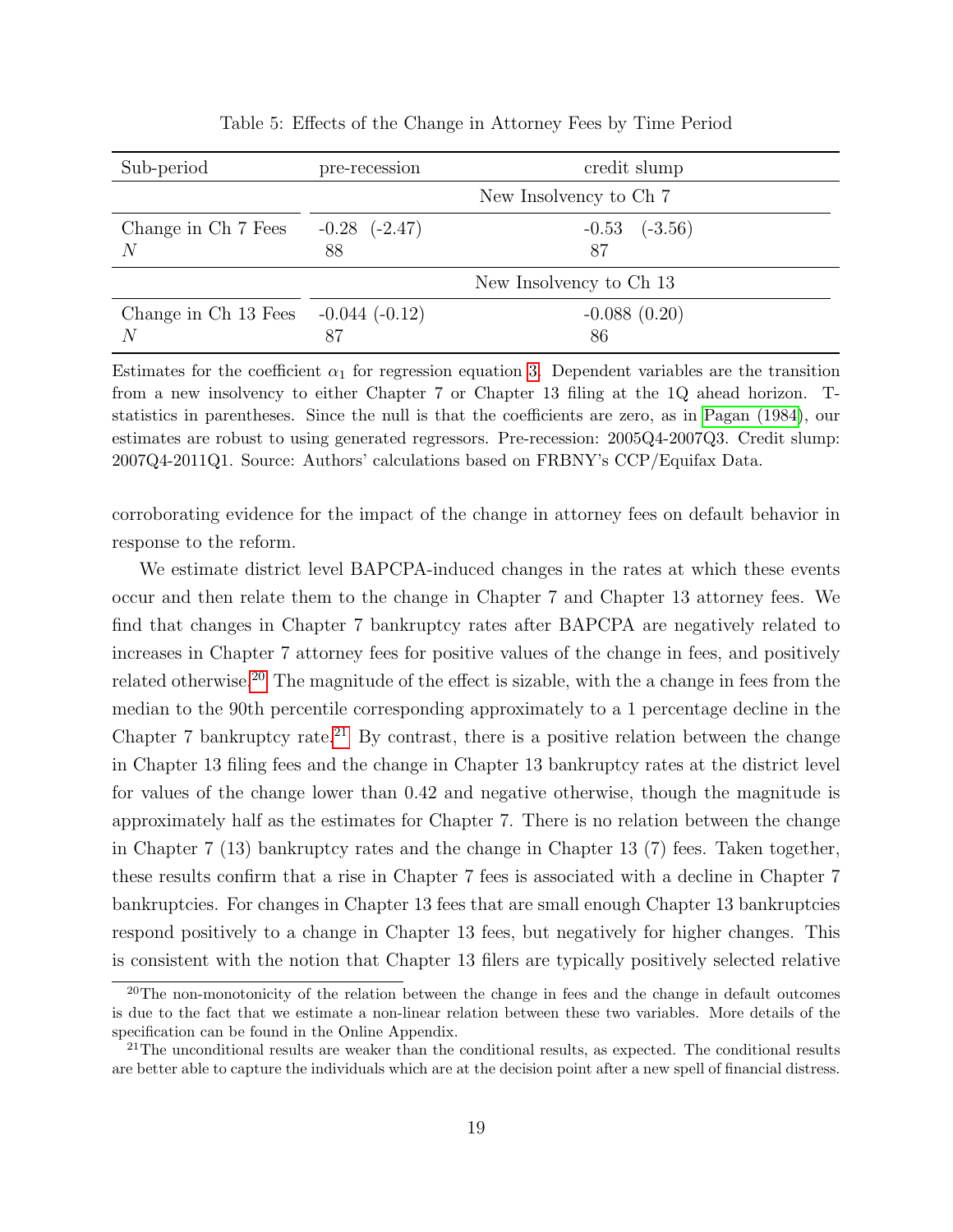Table 5: Effects of the Change in Attorney Fees by Time Period

| Sub-period | pre-recession | credit slump |
|---|---|---|
| | New Insolvency to Ch 7 | |
| Change in Ch 7 Fees | -0.28 (-2.47) | -0.53 (-3.56) |
| $N$ | 88 | 87 |
| | New Insolvency to Ch 13 | |
| Change in Ch 13 Fees | -0.044 (-0.12) | -0.088 (0.20) |
| $N$ | 87 | 86 |

Estimates for the coefficient $\alpha_1$ for regression equation 3. Dependent variables are the transition from a new insolvency to either Chapter 7 or Chapter 13 filing at the 1Q ahead horizon. T-statistics in parentheses. Since the null is that the coefficients are zero, as in Pagan (1984), our estimates are robust to using generated regressors. Pre-recession: 2005Q4-2007Q3. Credit slump: 2007Q4-2011Q1. Source: Authors' calculations based on FRBNY's CCP/Equifax Data.

corroborating evidence for the impact of the change in attorney fees on default behavior in response to the reform.

We estimate district level BAPCPA-induced changes in the rates at which these events occur and then relate them to the change in Chapter 7 and Chapter 13 attorney fees. We find that changes in Chapter 7 bankruptcy rates after BAPCPA are negatively related to increases in Chapter 7 attorney fees for positive values of the change in fees, and positively related otherwise.[20] The magnitude of the effect is sizable, with the a change in fees from the median to the 90th percentile corresponding approximately to a 1 percentage decline in the Chapter 7 bankruptcy rate.[21] By contrast, there is a positive relation between the change in Chapter 13 filing fees and the change in Chapter 13 bankruptcy rates at the district level for values of the change lower than 0.42 and negative otherwise, though the magnitude is approximately half as the estimates for Chapter 7. There is no relation between the change in Chapter 7 (13) bankruptcy rates and the change in Chapter 13 (7) fees. Taken together, these results confirm that a rise in Chapter 7 fees is associated with a decline in Chapter 7 bankruptcies. For changes in Chapter 13 fees that are small enough Chapter 13 bankruptcies respond positively to a change in Chapter 13 fees, but negatively for higher changes. This is consistent with the notion that Chapter 13 filers are typically positively selected relative

[20] The non-monotonicity of the relation between the change in fees and the change in default outcomes is due to the fact that we estimate a non-linear relation between these two variables. More details of the specification can be found in the Online Appendix.

[21] The unconditional results are weaker than the conditional results, as expected. The conditional results are better able to capture the individuals which are at the decision point after a new spell of financial distress.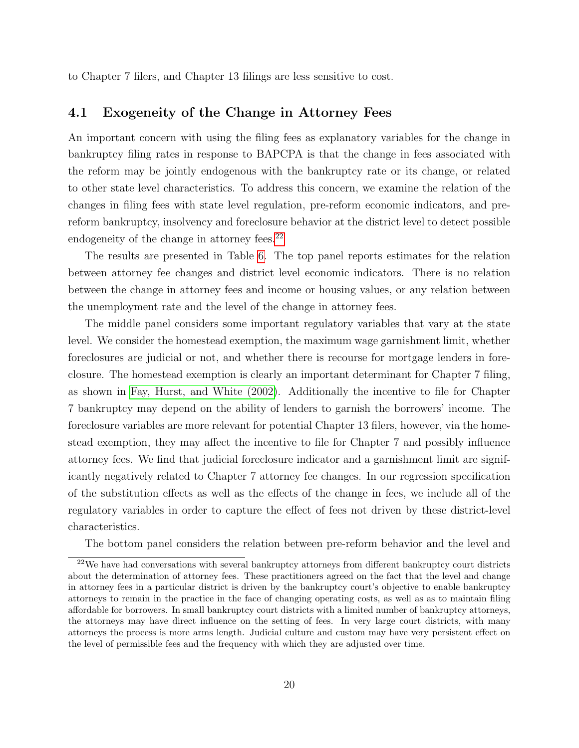to Chapter 7 filers, and Chapter 13 filings are less sensitive to cost.

### 4.1 Exogeneity of the Change in Attorney Fees

An important concern with using the filing fees as explanatory variables for the change in bankruptcy filing rates in response to BAPCPA is that the change in fees associated with the reform may be jointly endogenous with the bankruptcy rate or its change, or related to other state level characteristics. To address this concern, we examine the relation of the changes in filing fees with state level regulation, pre-reform economic indicators, and pre-reform bankruptcy, insolvency and foreclosure behavior at the district level to detect possible endogeneity of the change in attorney fees.[22]

The results are presented in Table 6. The top panel reports estimates for the relation between attorney fee changes and district level economic indicators. There is no relation between the change in attorney fees and income or housing values, or any relation between the unemployment rate and the level of the change in attorney fees.

The middle panel considers some important regulatory variables that vary at the state level. We consider the homestead exemption, the maximum wage garnishment limit, whether foreclosures are judicial or not, and whether there is recourse for mortgage lenders in foreclosure. The homestead exemption is clearly an important determinant for Chapter 7 filing, as shown in Fay, Hurst, and White (2002). Additionally the incentive to file for Chapter 7 bankruptcy may depend on the ability of lenders to garnish the borrowers' income. The foreclosure variables are more relevant for potential Chapter 13 filers, however, via the homestead exemption, they may affect the incentive to file for Chapter 7 and possibly influence attorney fees. We find that judicial foreclosure indicator and a garnishment limit are significantly negatively related to Chapter 7 attorney fee changes. In our regression specification of the substitution effects as well as the effects of the change in fees, we include all of the regulatory variables in order to capture the effect of fees not driven by these district-level characteristics.

The bottom panel considers the relation between pre-reform behavior and the level and

[22] We have had conversations with several bankruptcy attorneys from different bankruptcy court districts about the determination of attorney fees. These practitioners agreed on the fact that the level and change in attorney fees in a particular district is driven by the bankruptcy court's objective to enable bankruptcy attorneys to remain in the practice in the face of changing operating costs, as well as as to maintain filing affordable for borrowers. In small bankruptcy court districts with a limited number of bankruptcy attorneys, the attorneys may have direct influence on the setting of fees. In very large court districts, with many attorneys the process is more arms length. Judicial culture and custom may have very persistent effect on the level of permissible fees and the frequency with which they are adjusted over time.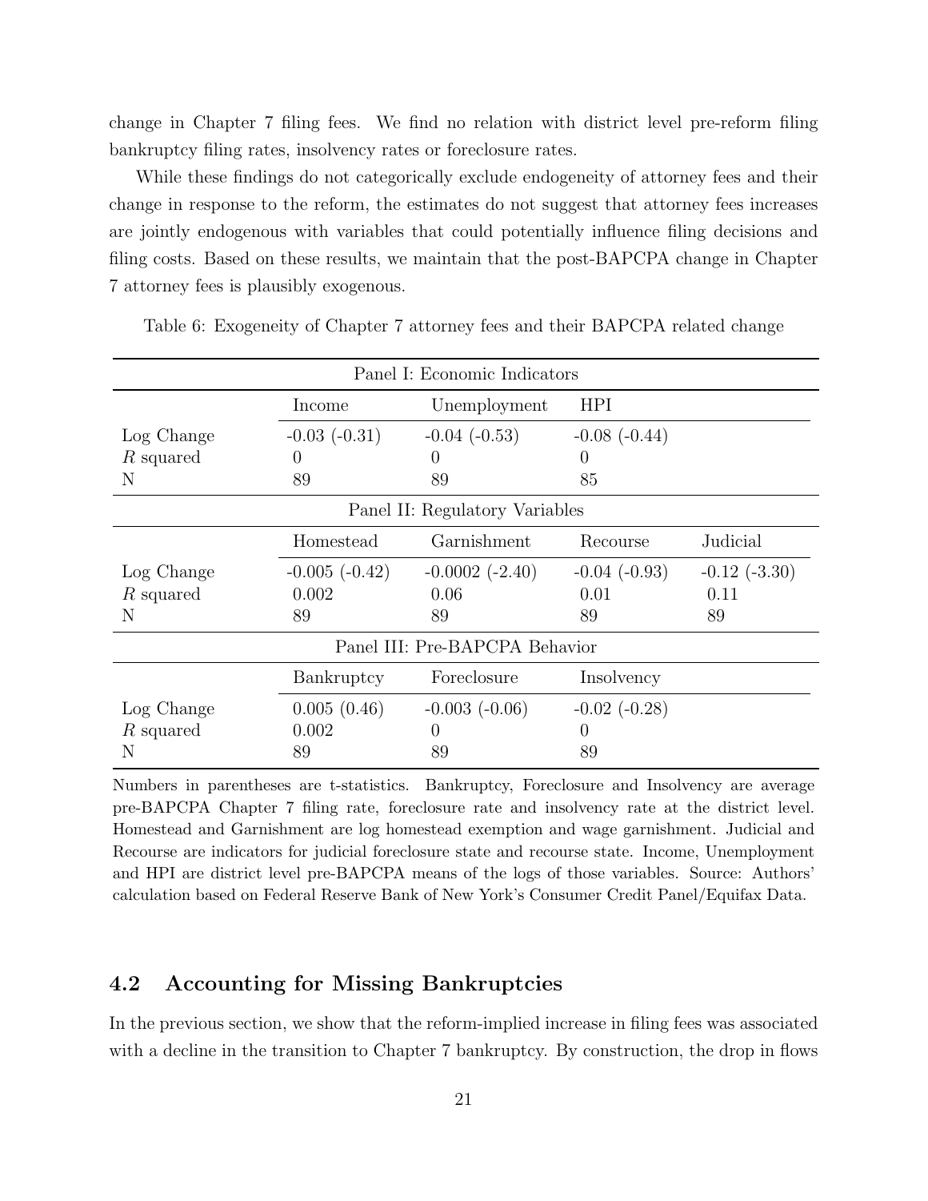change in Chapter 7 filing fees. We find no relation with district level pre-reform filing bankruptcy filing rates, insolvency rates or foreclosure rates.

While these findings do not categorically exclude endogeneity of attorney fees and their change in response to the reform, the estimates do not suggest that attorney fees increases are jointly endogenous with variables that could potentially influence filing decisions and filing costs. Based on these results, we maintain that the post-BAPCPA change in Chapter 7 attorney fees is plausibly exogenous.

Table 6: Exogeneity of Chapter 7 attorney fees and their BAPCPA related change

| Panel I: Economic Indicators | | | | |
|---|---|---|---|---|
| | Income | Unemployment | HPI | |
| Log Change | -0.03 (-0.31) | -0.04 (-0.53) | -0.08 (-0.44) | |
| $R$ squared | 0 | 0 | 0 | |
| N | 89 | 89 | 85 | |
| **Panel II: Regulatory Variables** | | | | |
| | Homestead | Garnishment | Recourse | Judicial |
| Log Change | -0.005 (-0.42) | -0.0002 (-2.40) | -0.04 (-0.93) | -0.12 (-3.30) |
| $R$ squared | 0.002 | 0.06 | 0.01 | 0.11 |
| N | 89 | 89 | 89 | 89 |
| **Panel III: Pre-BAPCPA Behavior** | | | | |
| | Bankruptcy | Foreclosure | Insolvency | |
| Log Change | 0.005 (0.46) | -0.003 (-0.06) | -0.02 (-0.28) | |
| $R$ squared | 0.002 | 0 | 0 | |
| N | 89 | 89 | 89 | |

Numbers in parentheses are t-statistics. Bankruptcy, Foreclosure and Insolvency are average pre-BAPCPA Chapter 7 filing rate, foreclosure rate and insolvency rate at the district level. Homestead and Garnishment are log homestead exemption and wage garnishment. Judicial and Recourse are indicators for judicial foreclosure state and recourse state. Income, Unemployment and HPI are district level pre-BAPCPA means of the logs of those variables. Source: Authors' calculation based on Federal Reserve Bank of New York's Consumer Credit Panel/Equifax Data.

## 4.2 Accounting for Missing Bankruptcies

In the previous section, we show that the reform-implied increase in filing fees was associated with a decline in the transition to Chapter 7 bankruptcy. By construction, the drop in flows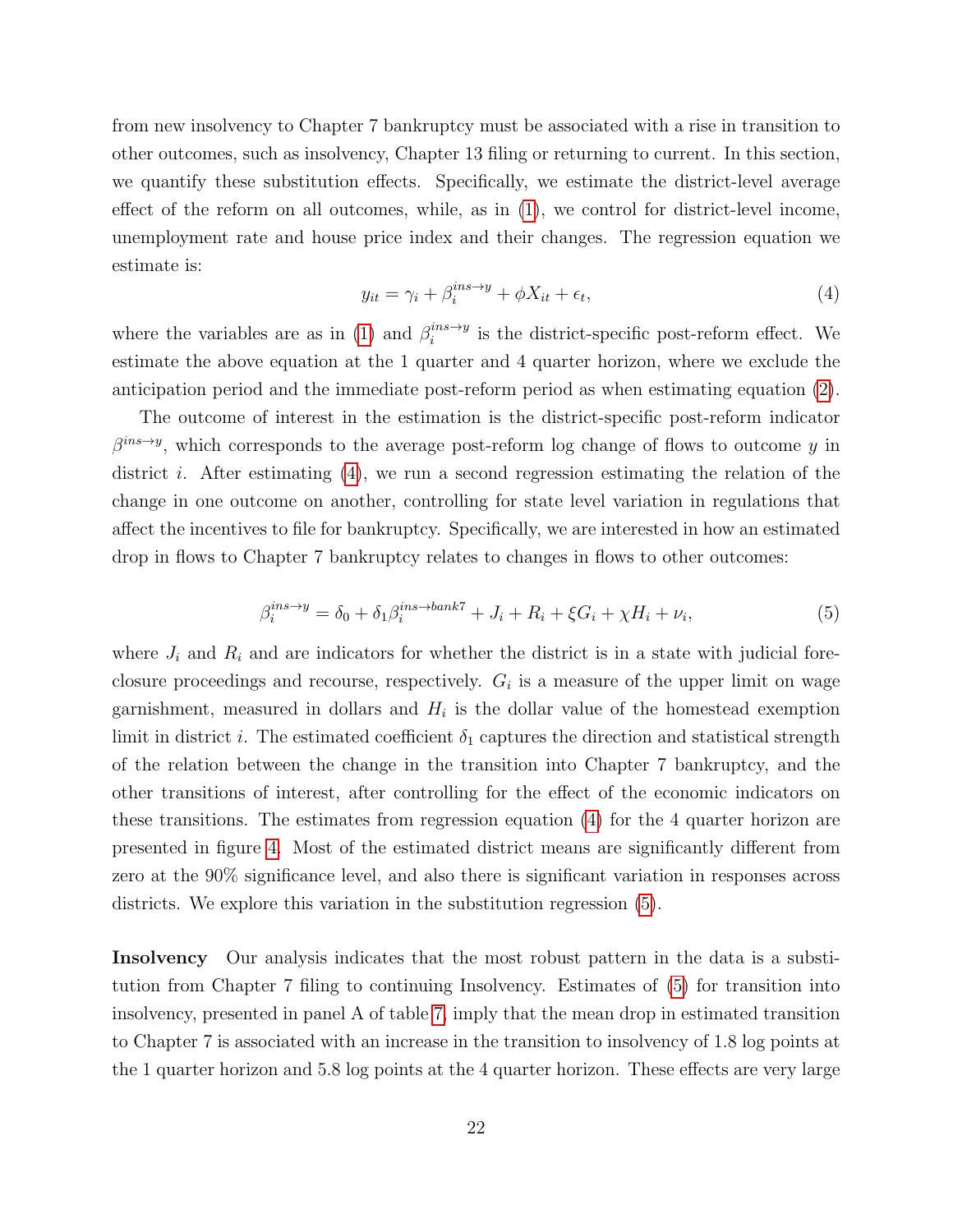from new insolvency to Chapter 7 bankruptcy must be associated with a rise in transition to other outcomes, such as insolvency, Chapter 13 filing or returning to current. In this section, we quantify these substitution effects. Specifically, we estimate the district-level average effect of the reform on all outcomes, while, as in (1), we control for district-level income, unemployment rate and house price index and their changes. The regression equation we estimate is:

$$y_{it} = \gamma_i + \beta_i^{ins \to y} + \phi X_{it} + \epsilon_t, \tag{4}$$

where the variables are as in (1) and $\beta_i^{ins \to y}$ is the district-specific post-reform effect. We estimate the above equation at the 1 quarter and 4 quarter horizon, where we exclude the anticipation period and the immediate post-reform period as when estimating equation (2).

The outcome of interest in the estimation is the district-specific post-reform indicator $\beta^{ins \to y}$, which corresponds to the average post-reform log change of flows to outcome $y$ in district $i$. After estimating (4), we run a second regression estimating the relation of the change in one outcome on another, controlling for state level variation in regulations that affect the incentives to file for bankruptcy. Specifically, we are interested in how an estimated drop in flows to Chapter 7 bankruptcy relates to changes in flows to other outcomes:

$$\beta_i^{ins \to y} = \delta_0 + \delta_1 \beta_i^{ins \to bank7} + J_i + R_i + \xi G_i + \chi H_i + \nu_i, \tag{5}$$

where $J_i$ and $R_i$ and are indicators for whether the district is in a state with judicial foreclosure proceedings and recourse, respectively. $G_i$ is a measure of the upper limit on wage garnishment, measured in dollars and $H_i$ is the dollar value of the homestead exemption limit in district $i$. The estimated coefficient $\delta_1$ captures the direction and statistical strength of the relation between the change in the transition into Chapter 7 bankruptcy, and the other transitions of interest, after controlling for the effect of the economic indicators on these transitions. The estimates from regression equation (4) for the 4 quarter horizon are presented in figure 4. Most of the estimated district means are significantly different from zero at the 90% significance level, and also there is significant variation in responses across districts. We explore this variation in the substitution regression (5).

**Insolvency** Our analysis indicates that the most robust pattern in the data is a substitution from Chapter 7 filing to continuing Insolvency. Estimates of (5) for transition into insolvency, presented in panel A of table 7, imply that the mean drop in estimated transition to Chapter 7 is associated with an increase in the transition to insolvency of 1.8 log points at the 1 quarter horizon and 5.8 log points at the 4 quarter horizon. These effects are very large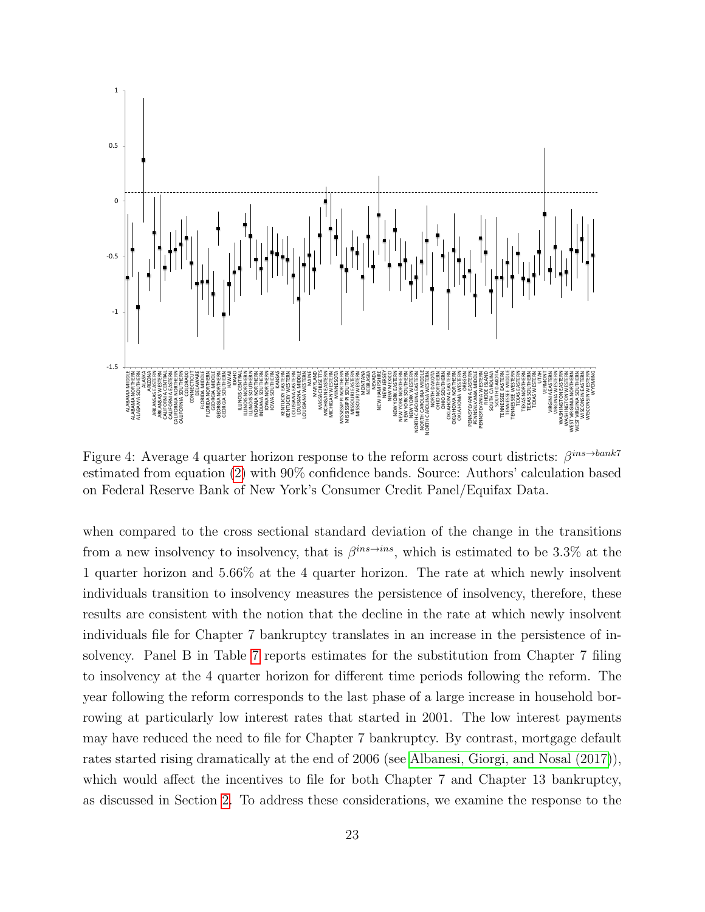Figure 4: Average 4 quarter horizon response to the reform across court districts: $\beta^{ins \to bank7}$ estimated from equation (2) with 90% confidence bands. Source: Authors' calculation based on Federal Reserve Bank of New York's Consumer Credit Panel/Equifax Data.

when compared to the cross sectional standard deviation of the change in the transitions from a new insolvency to insolvency, that is $\beta^{ins \to ins}$, which is estimated to be 3.3% at the 1 quarter horizon and 5.66% at the 4 quarter horizon. The rate at which newly insolvent individuals transition to insolvency measures the persistence of insolvency, therefore, these results are consistent with the notion that the decline in the rate at which newly insolvent individuals file for Chapter 7 bankruptcy translates in an increase in the persistence of insolvency. Panel B in Table 7 reports estimates for the substitution from Chapter 7 filing to insolvency at the 4 quarter horizon for different time periods following the reform. The year following the reform corresponds to the last phase of a large increase in household borrowing at particularly low interest rates that started in 2001. The low interest payments may have reduced the need to file for Chapter 7 bankruptcy. By contrast, mortgage default rates started rising dramatically at the end of 2006 (see Albanesi, Giorgi, and Nosal (2017)), which would affect the incentives to file for both Chapter 7 and Chapter 13 bankruptcy, as discussed in Section 2. To address these considerations, we examine the response to the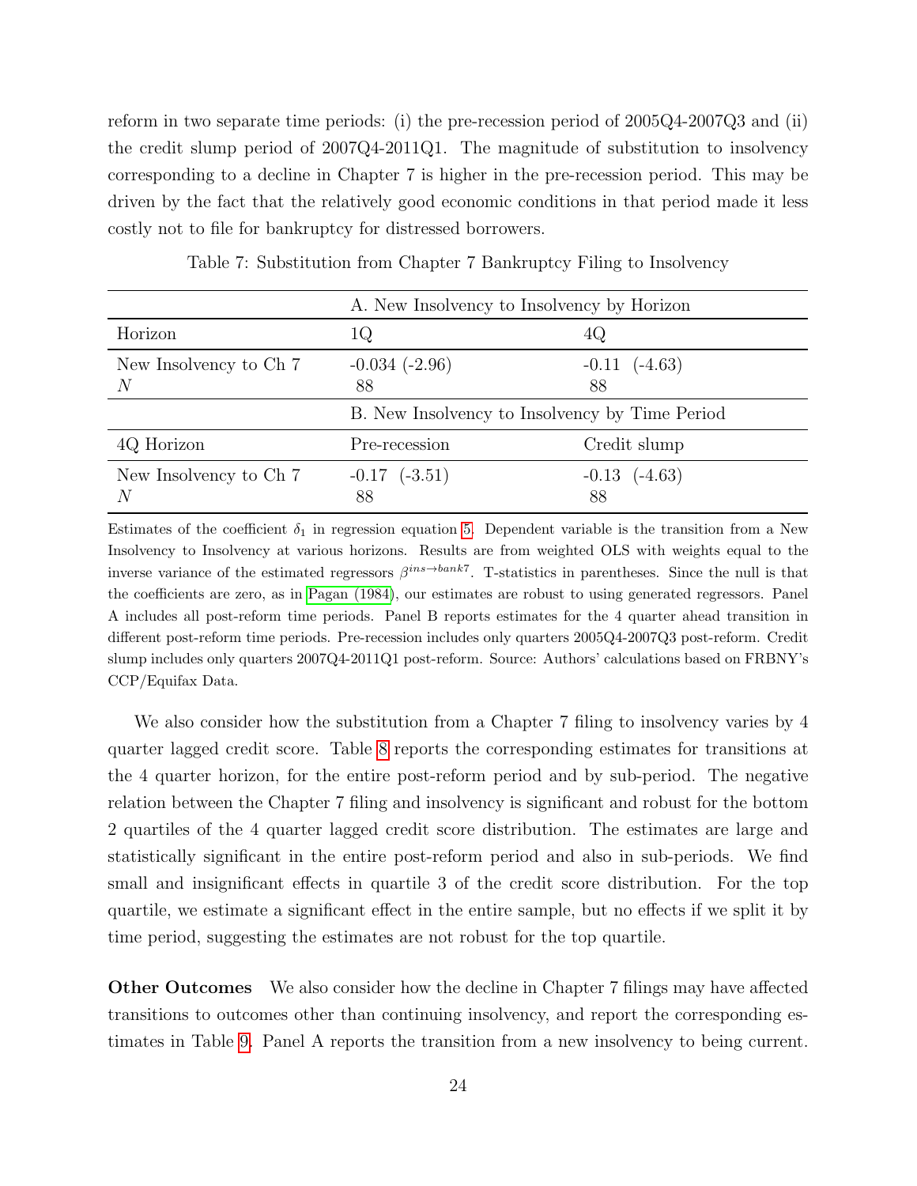reform in two separate time periods: (i) the pre-recession period of 2005Q4-2007Q3 and (ii) the credit slump period of 2007Q4-2011Q1. The magnitude of substitution to insolvency corresponding to a decline in Chapter 7 is higher in the pre-recession period. This may be driven by the fact that the relatively good economic conditions in that period made it less costly not to file for bankruptcy for distressed borrowers.

Table 7: Substitution from Chapter 7 Bankruptcy Filing to Insolvency

| | A. New Insolvency to Insolvency by Horizon | |
|---|---|---|
| Horizon | 1Q | 4Q |
| New Insolvency to Ch 7 | -0.034 (-2.96) | -0.11 (-4.63) |
| $N$ | 88 | 88 |
| | **B. New Insolvency to Insolvency by Time Period** | |
| 4Q Horizon | Pre-recession | Credit slump |
| New Insolvency to Ch 7 | -0.17 (-3.51) | -0.13 (-4.63) |
| $N$ | 88 | 88 |

Estimates of the coefficient $\delta_1$ in regression equation 5. Dependent variable is the transition from a New Insolvency to Insolvency at various horizons. Results are from weighted OLS with weights equal to the inverse variance of the estimated regressors $\beta^{ins \to bank7}$. T-statistics in parentheses. Since the null is that the coefficients are zero, as in Pagan (1984), our estimates are robust to using generated regressors. Panel A includes all post-reform time periods. Panel B reports estimates for the 4 quarter ahead transition in different post-reform time periods. Pre-recession includes only quarters 2005Q4-2007Q3 post-reform. Credit slump includes only quarters 2007Q4-2011Q1 post-reform. Source: Authors' calculations based on FRBNY's CCP/Equifax Data.

We also consider how the substitution from a Chapter 7 filing to insolvency varies by 4 quarter lagged credit score. Table 8 reports the corresponding estimates for transitions at the 4 quarter horizon, for the entire post-reform period and by sub-period. The negative relation between the Chapter 7 filing and insolvency is significant and robust for the bottom 2 quartiles of the 4 quarter lagged credit score distribution. The estimates are large and statistically significant in the entire post-reform period and also in sub-periods. We find small and insignificant effects in quartile 3 of the credit score distribution. For the top quartile, we estimate a significant effect in the entire sample, but no effects if we split it by time period, suggesting the estimates are not robust for the top quartile.

**Other Outcomes** We also consider how the decline in Chapter 7 filings may have affected transitions to outcomes other than continuing insolvency, and report the corresponding estimates in Table 9. Panel A reports the transition from a new insolvency to being current.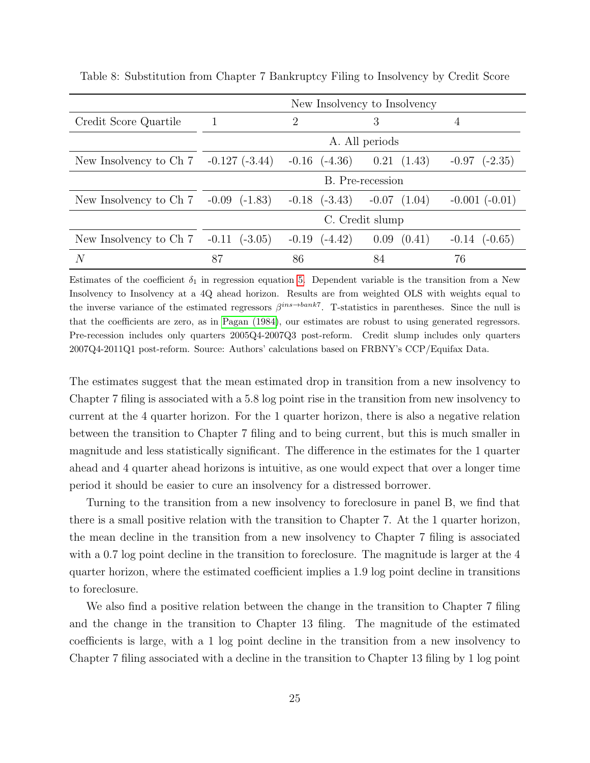Table 8: Substitution from Chapter 7 Bankruptcy Filing to Insolvency by Credit Score

| | New Insolvency to Insolvency | | | |
|---|---|---|---|---|
| Credit Score Quartile | 1 | 2 | 3 | 4 |
| | A. All periods | | | |
| New Insolvency to Ch 7 | -0.127 (-3.44) | -0.16 (-4.36) | 0.21 (1.43) | -0.97 (-2.35) |
| | B. Pre-recession | | | |
| New Insolvency to Ch 7 | -0.09 (-1.83) | -0.18 (-3.43) | -0.07 (1.04) | -0.001 (-0.01) |
| | C. Credit slump | | | |
| New Insolvency to Ch 7 | -0.11 (-3.05) | -0.19 (-4.42) | 0.09 (0.41) | -0.14 (-0.65) |
| $N$ | 87 | 86 | 84 | 76 |

Estimates of the coefficient $\delta_1$ in regression equation 5. Dependent variable is the transition from a New Insolvency to Insolvency at a 4Q ahead horizon. Results are from weighted OLS with weights equal to the inverse variance of the estimated regressors $\beta^{ins \rightarrow bank7}$. T-statistics in parentheses. Since the null is that the coefficients are zero, as in Pagan (1984), our estimates are robust to using generated regressors. Pre-recession includes only quarters 2005Q4-2007Q3 post-reform. Credit slump includes only quarters 2007Q4-2011Q1 post-reform. Source: Authors' calculations based on FRBNY's CCP/Equifax Data.

The estimates suggest that the mean estimated drop in transition from a new insolvency to Chapter 7 filing is associated with a 5.8 log point rise in the transition from new insolvency to current at the 4 quarter horizon. For the 1 quarter horizon, there is also a negative relation between the transition to Chapter 7 filing and to being current, but this is much smaller in magnitude and less statistically significant. The difference in the estimates for the 1 quarter ahead and 4 quarter ahead horizons is intuitive, as one would expect that over a longer time period it should be easier to cure an insolvency for a distressed borrower.

Turning to the transition from a new insolvency to foreclosure in panel B, we find that there is a small positive relation with the transition to Chapter 7. At the 1 quarter horizon, the mean decline in the transition from a new insolvency to Chapter 7 filing is associated with a 0.7 log point decline in the transition to foreclosure. The magnitude is larger at the 4 quarter horizon, where the estimated coefficient implies a 1.9 log point decline in transitions to foreclosure.

We also find a positive relation between the change in the transition to Chapter 7 filing and the change in the transition to Chapter 13 filing. The magnitude of the estimated coefficients is large, with a 1 log point decline in the transition from a new insolvency to Chapter 7 filing associated with a decline in the transition to Chapter 13 filing by 1 log point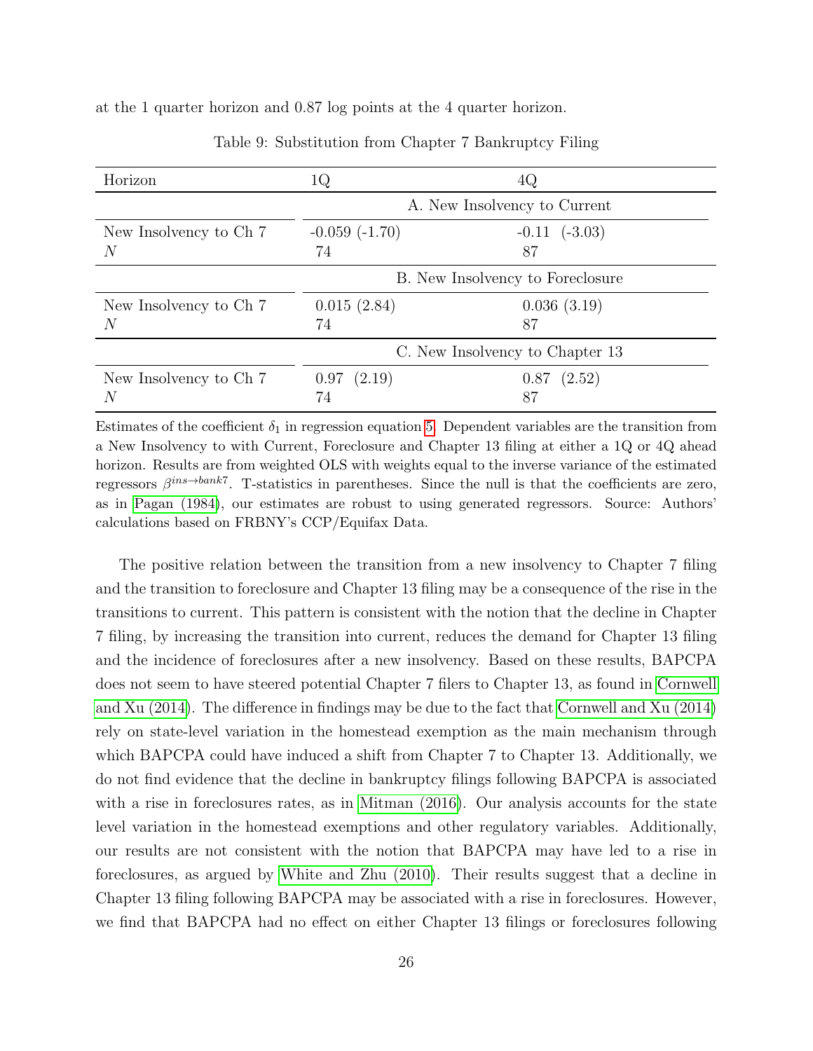at the 1 quarter horizon and 0.87 log points at the 4 quarter horizon.

Table 9: Substitution from Chapter 7 Bankruptcy Filing

| Horizon | 1Q | 4Q |
|---|---|---|
| | A. New Insolvency to Current | |
| New Insolvency to Ch 7 | -0.059 (-1.70) | -0.11 (-3.03) |
| $N$ | 74 | 87 |
| | B. New Insolvency to Foreclosure | |
| New Insolvency to Ch 7 | 0.015 (2.84) | 0.036 (3.19) |
| $N$ | 74 | 87 |
| | C. New Insolvency to Chapter 13 | |
| New Insolvency to Ch 7 | 0.97 (2.19) | 0.87 (2.52) |
| $N$ | 74 | 87 |

Estimates of the coefficient $\delta_1$ in regression equation 5. Dependent variables are the transition from a New Insolvency to with Current, Foreclosure and Chapter 13 filing at either a 1Q or 4Q ahead horizon. Results are from weighted OLS with weights equal to the inverse variance of the estimated regressors $\beta^{ins \to bank7}$. T-statistics in parentheses. Since the null is that the coefficients are zero, as in Pagan (1984), our estimates are robust to using generated regressors. Source: Authors' calculations based on FRBNY's CCP/Equifax Data.

The positive relation between the transition from a new insolvency to Chapter 7 filing and the transition to foreclosure and Chapter 13 filing may be a consequence of the rise in the transitions to current. This pattern is consistent with the notion that the decline in Chapter 7 filing, by increasing the transition into current, reduces the demand for Chapter 13 filing and the incidence of foreclosures after a new insolvency. Based on these results, BAPCPA does not seem to have steered potential Chapter 7 filers to Chapter 13, as found in Cornwell and Xu (2014). The difference in findings may be due to the fact that Cornwell and Xu (2014) rely on state-level variation in the homestead exemption as the main mechanism through which BAPCPA could have induced a shift from Chapter 7 to Chapter 13. Additionally, we do not find evidence that the decline in bankruptcy filings following BAPCPA is associated with a rise in foreclosures rates, as in Mitman (2016). Our analysis accounts for the state level variation in the homestead exemptions and other regulatory variables. Additionally, our results are not consistent with the notion that BAPCPA may have led to a rise in foreclosures, as argued by White and Zhu (2010). Their results suggest that a decline in Chapter 13 filing following BAPCPA may be associated with a rise in foreclosures. However, we find that BAPCPA had no effect on either Chapter 13 filings or foreclosures following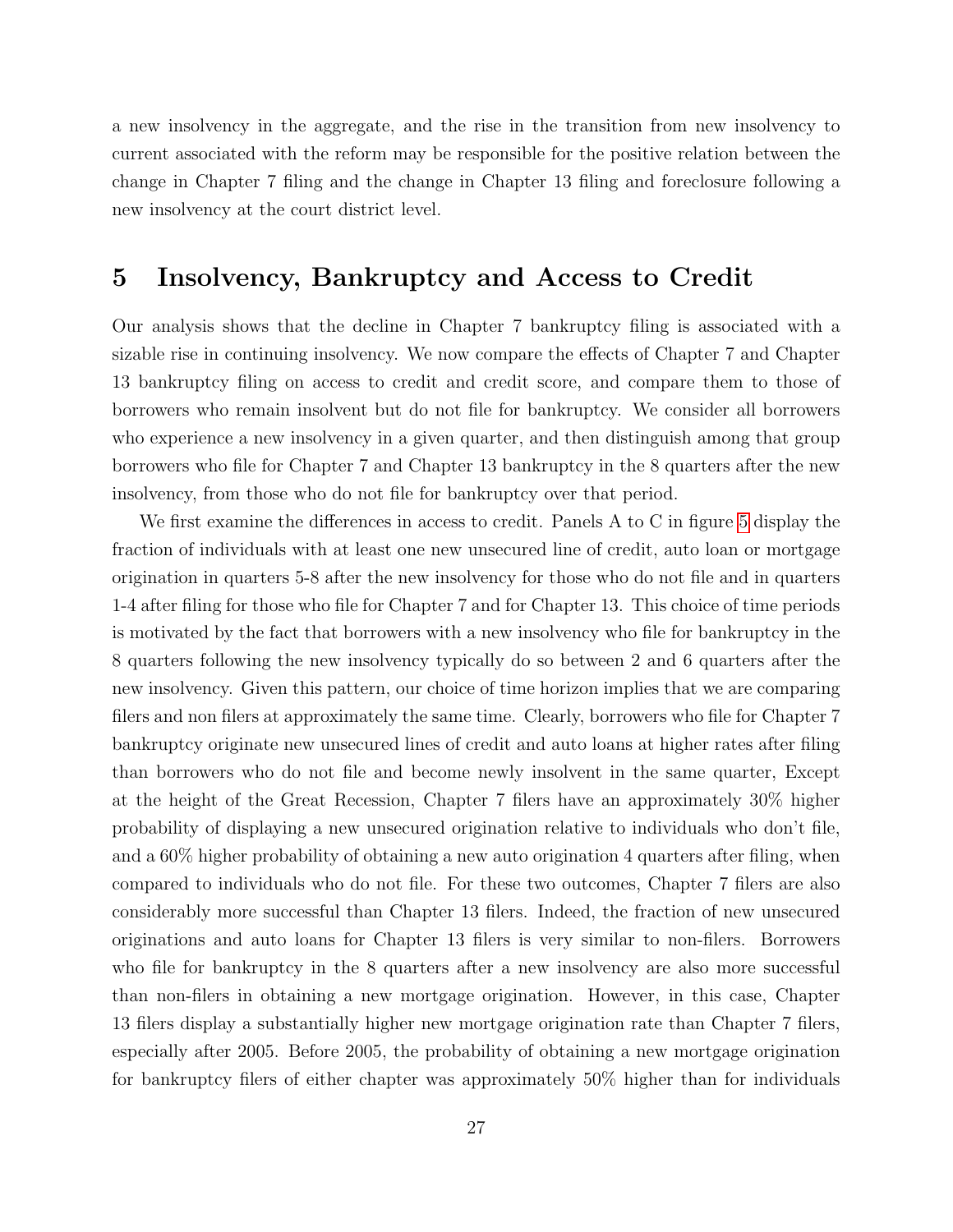a new insolvency in the aggregate, and the rise in the transition from new insolvency to current associated with the reform may be responsible for the positive relation between the change in Chapter 7 filing and the change in Chapter 13 filing and foreclosure following a new insolvency at the court district level.

# 5 Insolvency, Bankruptcy and Access to Credit

Our analysis shows that the decline in Chapter 7 bankruptcy filing is associated with a sizable rise in continuing insolvency. We now compare the effects of Chapter 7 and Chapter 13 bankruptcy filing on access to credit and credit score, and compare them to those of borrowers who remain insolvent but do not file for bankruptcy. We consider all borrowers who experience a new insolvency in a given quarter, and then distinguish among that group borrowers who file for Chapter 7 and Chapter 13 bankruptcy in the 8 quarters after the new insolvency, from those who do not file for bankruptcy over that period.

We first examine the differences in access to credit. Panels A to C in figure 5 display the fraction of individuals with at least one new unsecured line of credit, auto loan or mortgage origination in quarters 5-8 after the new insolvency for those who do not file and in quarters 1-4 after filing for those who file for Chapter 7 and for Chapter 13. This choice of time periods is motivated by the fact that borrowers with a new insolvency who file for bankruptcy in the 8 quarters following the new insolvency typically do so between 2 and 6 quarters after the new insolvency. Given this pattern, our choice of time horizon implies that we are comparing filers and non filers at approximately the same time. Clearly, borrowers who file for Chapter 7 bankruptcy originate new unsecured lines of credit and auto loans at higher rates after filing than borrowers who do not file and become newly insolvent in the same quarter, Except at the height of the Great Recession, Chapter 7 filers have an approximately 30% higher probability of displaying a new unsecured origination relative to individuals who don't file, and a 60% higher probability of obtaining a new auto origination 4 quarters after filing, when compared to individuals who do not file. For these two outcomes, Chapter 7 filers are also considerably more successful than Chapter 13 filers. Indeed, the fraction of new unsecured originations and auto loans for Chapter 13 filers is very similar to non-filers. Borrowers who file for bankruptcy in the 8 quarters after a new insolvency are also more successful than non-filers in obtaining a new mortgage origination. However, in this case, Chapter 13 filers display a substantially higher new mortgage origination rate than Chapter 7 filers, especially after 2005. Before 2005, the probability of obtaining a new mortgage origination for bankruptcy filers of either chapter was approximately 50% higher than for individuals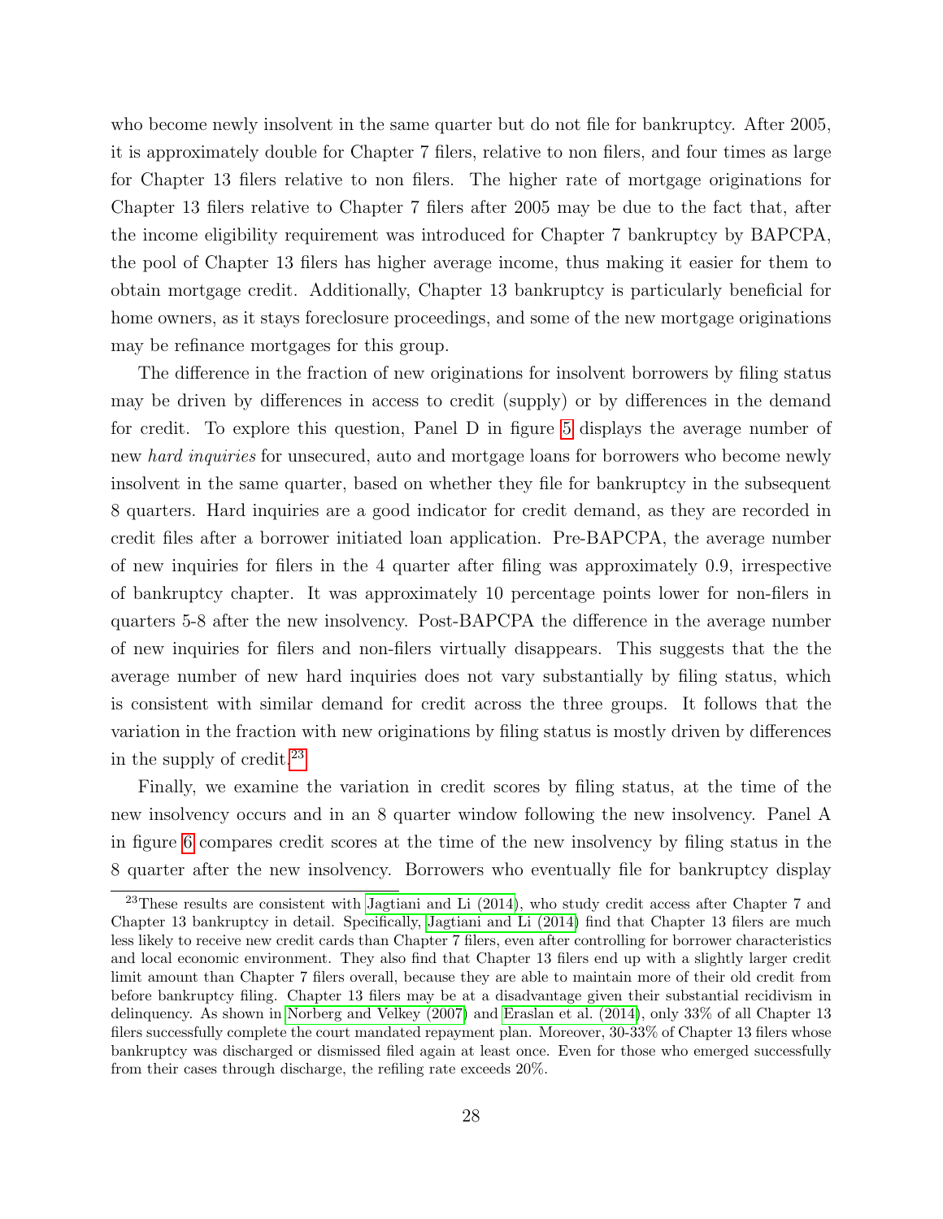who become newly insolvent in the same quarter but do not file for bankruptcy. After 2005, it is approximately double for Chapter 7 filers, relative to non filers, and four times as large for Chapter 13 filers relative to non filers. The higher rate of mortgage originations for Chapter 13 filers relative to Chapter 7 filers after 2005 may be due to the fact that, after the income eligibility requirement was introduced for Chapter 7 bankruptcy by BAPCPA, the pool of Chapter 13 filers has higher average income, thus making it easier for them to obtain mortgage credit. Additionally, Chapter 13 bankruptcy is particularly beneficial for home owners, as it stays foreclosure proceedings, and some of the new mortgage originations may be refinance mortgages for this group.

The difference in the fraction of new originations for insolvent borrowers by filing status may be driven by differences in access to credit (supply) or by differences in the demand for credit. To explore this question, Panel D in figure 5 displays the average number of new *hard inquiries* for unsecured, auto and mortgage loans for borrowers who become newly insolvent in the same quarter, based on whether they file for bankruptcy in the subsequent 8 quarters. Hard inquiries are a good indicator for credit demand, as they are recorded in credit files after a borrower initiated loan application. Pre-BAPCPA, the average number of new inquiries for filers in the 4 quarter after filing was approximately 0.9, irrespective of bankruptcy chapter. It was approximately 10 percentage points lower for non-filers in quarters 5-8 after the new insolvency. Post-BAPCPA the difference in the average number of new inquiries for filers and non-filers virtually disappears. This suggests that the the average number of new hard inquiries does not vary substantially by filing status, which is consistent with similar demand for credit across the three groups. It follows that the variation in the fraction with new originations by filing status is mostly driven by differences in the supply of credit.[23]

Finally, we examine the variation in credit scores by filing status, at the time of the new insolvency occurs and in an 8 quarter window following the new insolvency. Panel A in figure 6 compares credit scores at the time of the new insolvency by filing status in the 8 quarter after the new insolvency. Borrowers who eventually file for bankruptcy display

[23]These results are consistent with Jagtiani and Li (2014), who study credit access after Chapter 7 and Chapter 13 bankruptcy in detail. Specifically, Jagtiani and Li (2014) find that Chapter 13 filers are much less likely to receive new credit cards than Chapter 7 filers, even after controlling for borrower characteristics and local economic environment. They also find that Chapter 13 filers end up with a slightly larger credit limit amount than Chapter 7 filers overall, because they are able to maintain more of their old credit from before bankruptcy filing. Chapter 13 filers may be at a disadvantage given their substantial recidivism in delinquency. As shown in Norberg and Velkey (2007) and Eraslan et al. (2014), only 33% of all Chapter 13 filers successfully complete the court mandated repayment plan. Moreover, 30-33% of Chapter 13 filers whose bankruptcy was discharged or dismissed filed again at least once. Even for those who emerged successfully from their cases through discharge, the refiling rate exceeds 20%.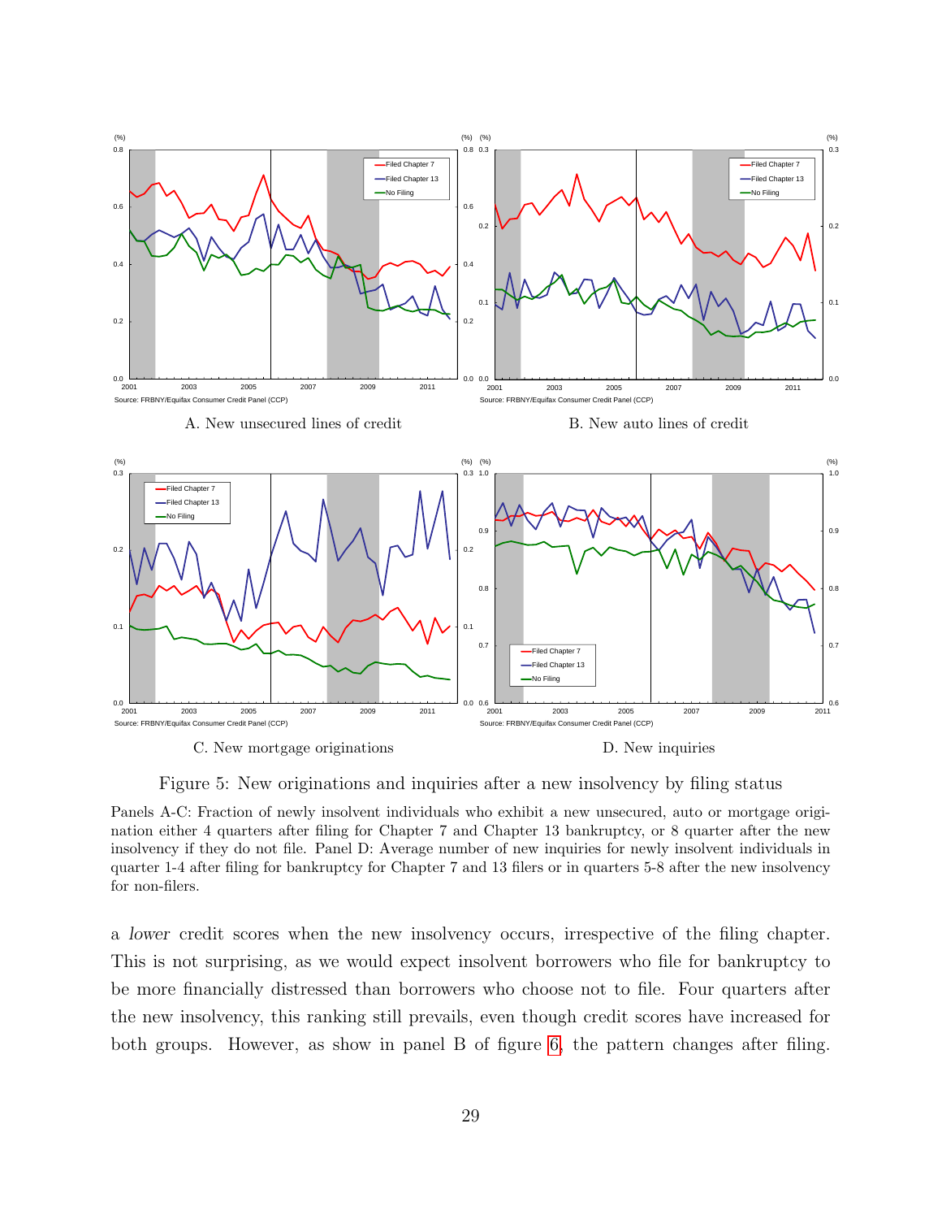A. New unsecured lines of credit

B. New auto lines of credit

C. New mortgage originations

D. New inquiries

Figure 5: New originations and inquiries after a new insolvency by filing status

Panels A-C: Fraction of newly insolvent individuals who exhibit a new unsecured, auto or mortgage origination either 4 quarters after filing for Chapter 7 and Chapter 13 bankruptcy, or 8 quarter after the new insolvency if they do not file. Panel D: Average number of new inquiries for newly insolvent individuals in quarter 1-4 after filing for bankruptcy for Chapter 7 and 13 filers or in quarters 5-8 after the new insolvency for non-filers.

a *lower* credit scores when the new insolvency occurs, irrespective of the filing chapter. This is not surprising, as we would expect insolvent borrowers who file for bankruptcy to be more financially distressed than borrowers who choose not to file. Four quarters after the new insolvency, this ranking still prevails, even though credit scores have increased for both groups. However, as show in panel B of figure 6, the pattern changes after filing.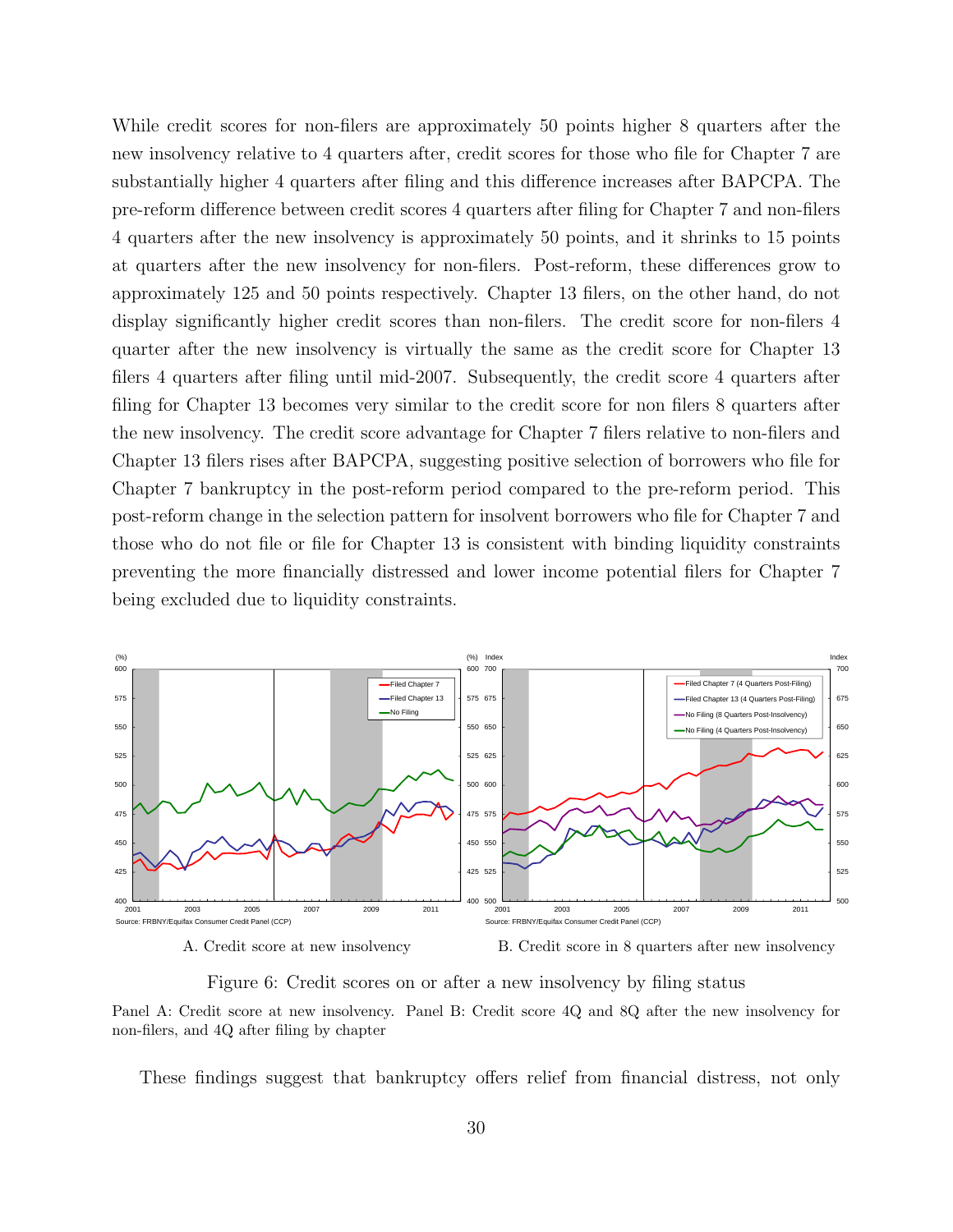While credit scores for non-filers are approximately 50 points higher 8 quarters after the new insolvency relative to 4 quarters after, credit scores for those who file for Chapter 7 are substantially higher 4 quarters after filing and this difference increases after BAPCPA. The pre-reform difference between credit scores 4 quarters after filing for Chapter 7 and non-filers 4 quarters after the new insolvency is approximately 50 points, and it shrinks to 15 points at quarters after the new insolvency for non-filers. Post-reform, these differences grow to approximately 125 and 50 points respectively. Chapter 13 filers, on the other hand, do not display significantly higher credit scores than non-filers. The credit score for non-filers 4 quarter after the new insolvency is virtually the same as the credit score for Chapter 13 filers 4 quarters after filing until mid-2007. Subsequently, the credit score 4 quarters after filing for Chapter 13 becomes very similar to the credit score for non filers 8 quarters after the new insolvency. The credit score advantage for Chapter 7 filers relative to non-filers and Chapter 13 filers rises after BAPCPA, suggesting positive selection of borrowers who file for Chapter 7 bankruptcy in the post-reform period compared to the pre-reform period. This post-reform change in the selection pattern for insolvent borrowers who file for Chapter 7 and those who do not file or file for Chapter 13 is consistent with binding liquidity constraints preventing the more financially distressed and lower income potential filers for Chapter 7 being excluded due to liquidity constraints.

A. Credit score at new insolvency

B. Credit score in 8 quarters after new insolvency

Figure 6: Credit scores on or after a new insolvency by filing status

Panel A: Credit score at new insolvency. Panel B: Credit score 4Q and 8Q after the new insolvency for non-filers, and 4Q after filing by chapter

These findings suggest that bankruptcy offers relief from financial distress, not only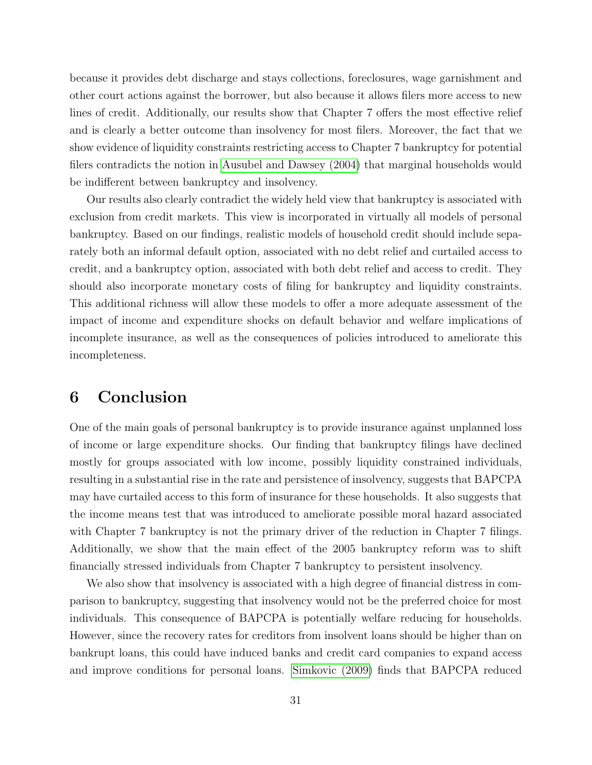because it provides debt discharge and stays collections, foreclosures, wage garnishment and other court actions against the borrower, but also because it allows filers more access to new lines of credit. Additionally, our results show that Chapter 7 offers the most effective relief and is clearly a better outcome than insolvency for most filers. Moreover, the fact that we show evidence of liquidity constraints restricting access to Chapter 7 bankruptcy for potential filers contradicts the notion in Ausubel and Dawsey (2004) that marginal households would be indifferent between bankruptcy and insolvency.

Our results also clearly contradict the widely held view that bankruptcy is associated with exclusion from credit markets. This view is incorporated in virtually all models of personal bankruptcy. Based on our findings, realistic models of household credit should include separately both an informal default option, associated with no debt relief and curtailed access to credit, and a bankruptcy option, associated with both debt relief and access to credit. They should also incorporate monetary costs of filing for bankruptcy and liquidity constraints. This additional richness will allow these models to offer a more adequate assessment of the impact of income and expenditure shocks on default behavior and welfare implications of incomplete insurance, as well as the consequences of policies introduced to ameliorate this incompleteness.

# 6 Conclusion

One of the main goals of personal bankruptcy is to provide insurance against unplanned loss of income or large expenditure shocks. Our finding that bankruptcy filings have declined mostly for groups associated with low income, possibly liquidity constrained individuals, resulting in a substantial rise in the rate and persistence of insolvency, suggests that BAPCPA may have curtailed access to this form of insurance for these households. It also suggests that the income means test that was introduced to ameliorate possible moral hazard associated with Chapter 7 bankruptcy is not the primary driver of the reduction in Chapter 7 filings. Additionally, we show that the main effect of the 2005 bankruptcy reform was to shift financially stressed individuals from Chapter 7 bankruptcy to persistent insolvency.

We also show that insolvency is associated with a high degree of financial distress in comparison to bankruptcy, suggesting that insolvency would not be the preferred choice for most individuals. This consequence of BAPCPA is potentially welfare reducing for households. However, since the recovery rates for creditors from insolvent loans should be higher than on bankrupt loans, this could have induced banks and credit card companies to expand access and improve conditions for personal loans. Simkovic (2009) finds that BAPCPA reduced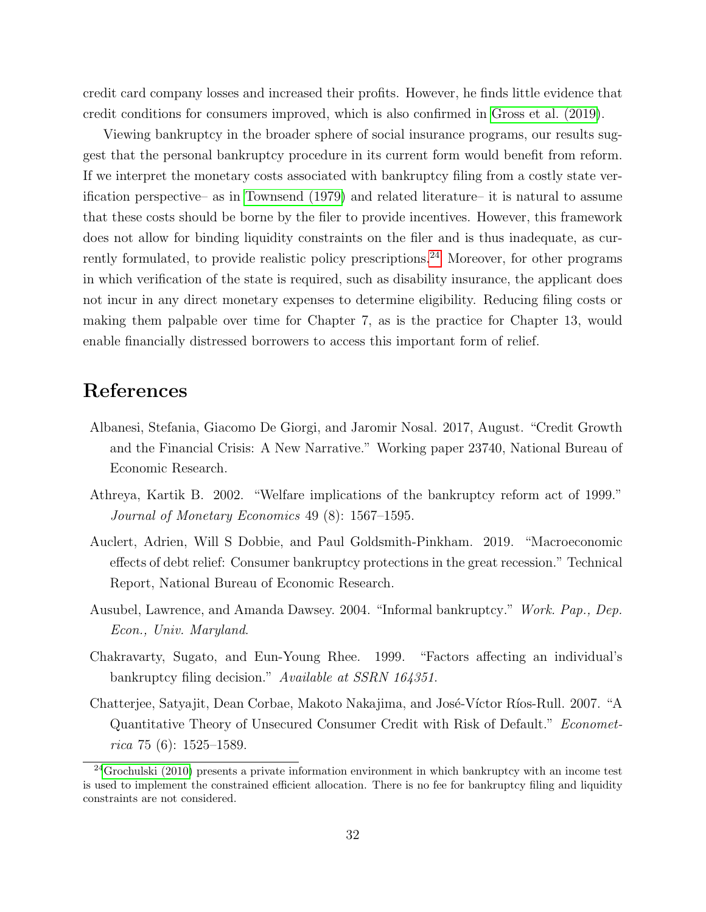credit card company losses and increased their profits. However, he finds little evidence that credit conditions for consumers improved, which is also confirmed in Gross et al. (2019).

Viewing bankruptcy in the broader sphere of social insurance programs, our results suggest that the personal bankruptcy procedure in its current form would benefit from reform. If we interpret the monetary costs associated with bankruptcy filing from a costly state verification perspective– as in Townsend (1979) and related literature– it is natural to assume that these costs should be borne by the filer to provide incentives. However, this framework does not allow for binding liquidity constraints on the filer and is thus inadequate, as currently formulated, to provide realistic policy prescriptions.[24] Moreover, for other programs in which verification of the state is required, such as disability insurance, the applicant does not incur in any direct monetary expenses to determine eligibility. Reducing filing costs or making them palpable over time for Chapter 7, as is the practice for Chapter 13, would enable financially distressed borrowers to access this important form of relief.

# References

Albanesi, Stefania, Giacomo De Giorgi, and Jaromir Nosal. 2017, August. "Credit Growth and the Financial Crisis: A New Narrative." Working paper 23740, National Bureau of Economic Research.

Athreya, Kartik B. 2002. "Welfare implications of the bankruptcy reform act of 1999." *Journal of Monetary Economics* 49 (8): 1567–1595.

Auclert, Adrien, Will S Dobbie, and Paul Goldsmith-Pinkham. 2019. "Macroeconomic effects of debt relief: Consumer bankruptcy protections in the great recession." Technical Report, National Bureau of Economic Research.

Ausubel, Lawrence, and Amanda Dawsey. 2004. "Informal bankruptcy." *Work. Pap., Dep. Econ., Univ. Maryland*.

Chakravarty, Sugato, and Eun-Young Rhee. 1999. "Factors affecting an individual's bankruptcy filing decision." *Available at SSRN 164351.*

Chatterjee, Satyajit, Dean Corbae, Makoto Nakajima, and José-Víctor Ríos-Rull. 2007. "A Quantitative Theory of Unsecured Consumer Credit with Risk of Default." *Econometrica* 75 (6): 1525–1589.

[24] Grochulski (2010) presents a private information environment in which bankruptcy with an income test is used to implement the constrained efficient allocation. There is no fee for bankruptcy filing and liquidity constraints are not considered.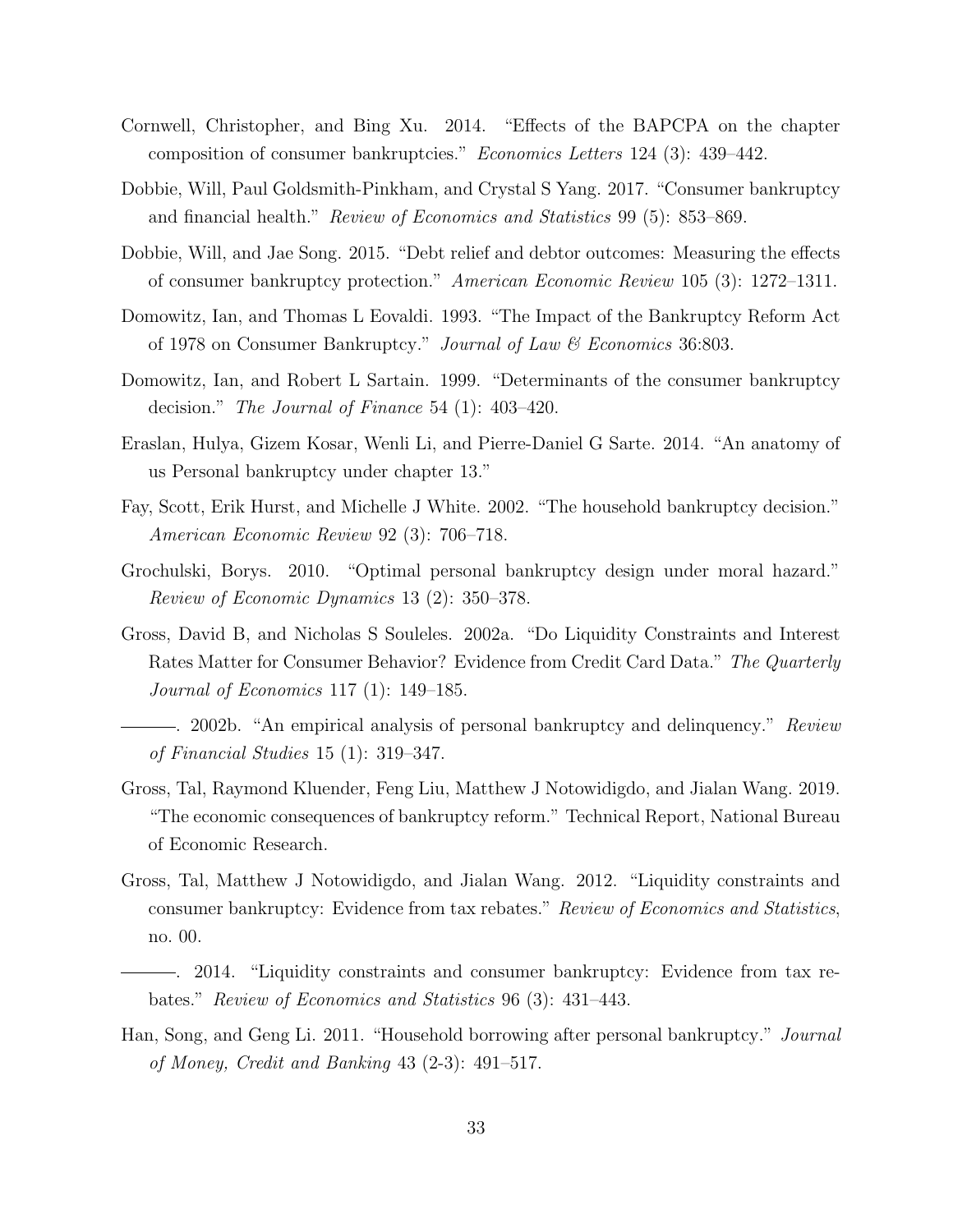Cornwell, Christopher, and Bing Xu. 2014. "Effects of the BAPCPA on the chapter composition of consumer bankruptcies." *Economics Letters* 124 (3): 439–442.

Dobbie, Will, Paul Goldsmith-Pinkham, and Crystal S Yang. 2017. "Consumer bankruptcy and financial health." *Review of Economics and Statistics* 99 (5): 853–869.

Dobbie, Will, and Jae Song. 2015. "Debt relief and debtor outcomes: Measuring the effects of consumer bankruptcy protection." *American Economic Review* 105 (3): 1272–1311.

Domowitz, Ian, and Thomas L Eovaldi. 1993. "The Impact of the Bankruptcy Reform Act of 1978 on Consumer Bankruptcy." *Journal of Law & Economics* 36:803.

Domowitz, Ian, and Robert L Sartain. 1999. "Determinants of the consumer bankruptcy decision." *The Journal of Finance* 54 (1): 403–420.

Eraslan, Hulya, Gizem Kosar, Wenli Li, and Pierre-Daniel G Sarte. 2014. "An anatomy of us Personal bankruptcy under chapter 13."

Fay, Scott, Erik Hurst, and Michelle J White. 2002. "The household bankruptcy decision." *American Economic Review* 92 (3): 706–718.

Grochulski, Borys. 2010. "Optimal personal bankruptcy design under moral hazard." *Review of Economic Dynamics* 13 (2): 350–378.

Gross, David B, and Nicholas S Souleles. 2002a. "Do Liquidity Constraints and Interest Rates Matter for Consumer Behavior? Evidence from Credit Card Data." *The Quarterly Journal of Economics* 117 (1): 149–185.

———. 2002b. "An empirical analysis of personal bankruptcy and delinquency." *Review of Financial Studies* 15 (1): 319–347.

Gross, Tal, Raymond Kluender, Feng Liu, Matthew J Notowidigdo, and Jialan Wang. 2019. "The economic consequences of bankruptcy reform." Technical Report, National Bureau of Economic Research.

Gross, Tal, Matthew J Notowidigdo, and Jialan Wang. 2012. "Liquidity constraints and consumer bankruptcy: Evidence from tax rebates." *Review of Economics and Statistics*, no. 00.

———. 2014. "Liquidity constraints and consumer bankruptcy: Evidence from tax rebates." *Review of Economics and Statistics* 96 (3): 431–443.

Han, Song, and Geng Li. 2011. "Household borrowing after personal bankruptcy." *Journal of Money, Credit and Banking* 43 (2-3): 491–517.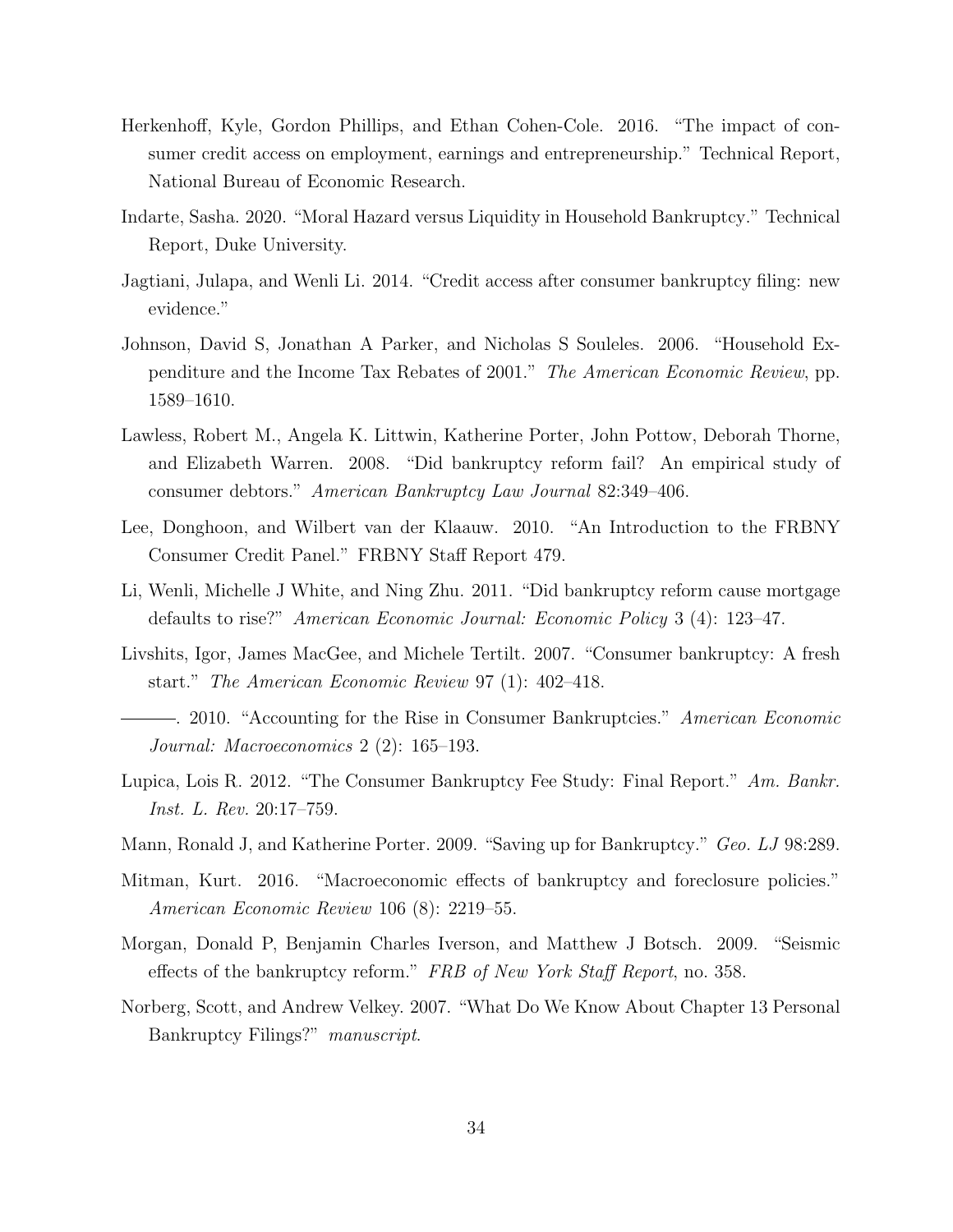Herkenhoff, Kyle, Gordon Phillips, and Ethan Cohen-Cole. 2016. "The impact of consumer credit access on employment, earnings and entrepreneurship." Technical Report, National Bureau of Economic Research.

Indarte, Sasha. 2020. "Moral Hazard versus Liquidity in Household Bankruptcy." Technical Report, Duke University.

Jagtiani, Julapa, and Wenli Li. 2014. "Credit access after consumer bankruptcy filing: new evidence."

Johnson, David S, Jonathan A Parker, and Nicholas S Souleles. 2006. "Household Expenditure and the Income Tax Rebates of 2001." *The American Economic Review*, pp. 1589–1610.

Lawless, Robert M., Angela K. Littwin, Katherine Porter, John Pottow, Deborah Thorne, and Elizabeth Warren. 2008. "Did bankruptcy reform fail? An empirical study of consumer debtors." *American Bankruptcy Law Journal* 82:349–406.

Lee, Donghoon, and Wilbert van der Klaauw. 2010. "An Introduction to the FRBNY Consumer Credit Panel." FRBNY Staff Report 479.

Li, Wenli, Michelle J White, and Ning Zhu. 2011. "Did bankruptcy reform cause mortgage defaults to rise?" *American Economic Journal: Economic Policy* 3 (4): 123–47.

Livshits, Igor, James MacGee, and Michele Tertilt. 2007. "Consumer bankruptcy: A fresh start." *The American Economic Review* 97 (1): 402–418.

———. 2010. "Accounting for the Rise in Consumer Bankruptcies." *American Economic Journal: Macroeconomics* 2 (2): 165–193.

Lupica, Lois R. 2012. "The Consumer Bankruptcy Fee Study: Final Report." *Am. Bankr. Inst. L. Rev.* 20:17–759.

Mann, Ronald J, and Katherine Porter. 2009. "Saving up for Bankruptcy." *Geo. LJ* 98:289.

Mitman, Kurt. 2016. "Macroeconomic effects of bankruptcy and foreclosure policies." *American Economic Review* 106 (8): 2219–55.

Morgan, Donald P, Benjamin Charles Iverson, and Matthew J Botsch. 2009. "Seismic effects of the bankruptcy reform." *FRB of New York Staff Report*, no. 358.

Norberg, Scott, and Andrew Velkey. 2007. "What Do We Know About Chapter 13 Personal Bankruptcy Filings?" *manuscript*.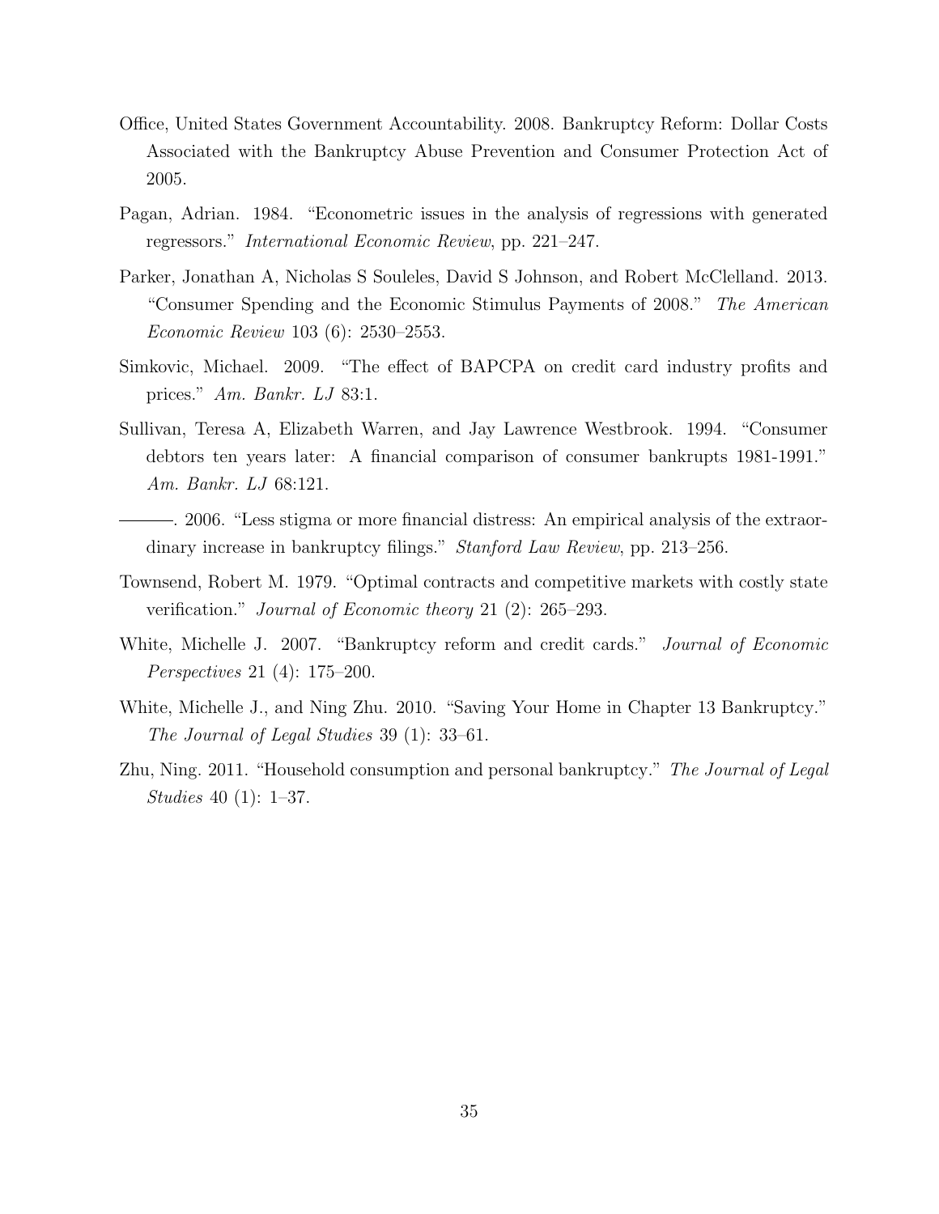Office, United States Government Accountability. 2008. Bankruptcy Reform: Dollar Costs Associated with the Bankruptcy Abuse Prevention and Consumer Protection Act of 2005.

Pagan, Adrian. 1984. "Econometric issues in the analysis of regressions with generated regressors." *International Economic Review*, pp. 221–247.

Parker, Jonathan A, Nicholas S Souleles, David S Johnson, and Robert McClelland. 2013. "Consumer Spending and the Economic Stimulus Payments of 2008." *The American Economic Review* 103 (6): 2530–2553.

Simkovic, Michael. 2009. "The effect of BAPCPA on credit card industry profits and prices." *Am. Bankr. LJ* 83:1.

Sullivan, Teresa A, Elizabeth Warren, and Jay Lawrence Westbrook. 1994. "Consumer debtors ten years later: A financial comparison of consumer bankrupts 1981-1991." *Am. Bankr. LJ* 68:121.

———. 2006. "Less stigma or more financial distress: An empirical analysis of the extraordinary increase in bankruptcy filings." *Stanford Law Review*, pp. 213–256.

Townsend, Robert M. 1979. "Optimal contracts and competitive markets with costly state verification." *Journal of Economic theory* 21 (2): 265–293.

White, Michelle J. 2007. "Bankruptcy reform and credit cards." *Journal of Economic Perspectives* 21 (4): 175–200.

White, Michelle J., and Ning Zhu. 2010. "Saving Your Home in Chapter 13 Bankruptcy." *The Journal of Legal Studies* 39 (1): 33–61.

Zhu, Ning. 2011. "Household consumption and personal bankruptcy." *The Journal of Legal Studies* 40 (1): 1–37.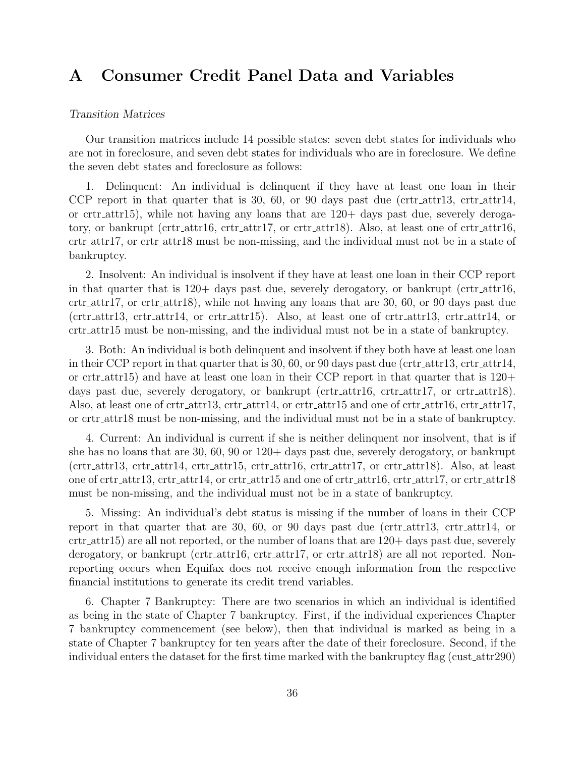# A Consumer Credit Panel Data and Variables

*Transition Matrices*

Our transition matrices include 14 possible states: seven debt states for individuals who are not in foreclosure, and seven debt states for individuals who are in foreclosure. We define the seven debt states and foreclosure as follows:

1. Delinquent: An individual is delinquent if they have at least one loan in their CCP report in that quarter that is 30, 60, or 90 days past due (crtr_attr13, crtr_attr14, or crtr_attr15), while not having any loans that are 120+ days past due, severely derogatory, or bankrupt (crtr_attr16, crtr_attr17, or crtr_attr18). Also, at least one of crtr_attr16, crtr_attr17, or crtr_attr18 must be non-missing, and the individual must not be in a state of bankruptcy.

2. Insolvent: An individual is insolvent if they have at least one loan in their CCP report in that quarter that is 120+ days past due, severely derogatory, or bankrupt (crtr_attr16, crtr_attr17, or crtr_attr18), while not having any loans that are 30, 60, or 90 days past due (crtr_attr13, crtr_attr14, or crtr_attr15). Also, at least one of crtr_attr13, crtr_attr14, or crtr_attr15 must be non-missing, and the individual must not be in a state of bankruptcy.

3. Both: An individual is both delinquent and insolvent if they both have at least one loan in their CCP report in that quarter that is 30, 60, or 90 days past due (crtr_attr13, crtr_attr14, or crtr_attr15) and have at least one loan in their CCP report in that quarter that is 120+ days past due, severely derogatory, or bankrupt (crtr_attr16, crtr_attr17, or crtr_attr18). Also, at least one of crtr_attr13, crtr_attr14, or crtr_attr15 and one of crtr_attr16, crtr_attr17, or crtr_attr18 must be non-missing, and the individual must not be in a state of bankruptcy.

4. Current: An individual is current if she is neither delinquent nor insolvent, that is if she has no loans that are 30, 60, 90 or 120+ days past due, severely derogatory, or bankrupt (crtr_attr13, crtr_attr14, crtr_attr15, crtr_attr16, crtr_attr17, or crtr_attr18). Also, at least one of crtr_attr13, crtr_attr14, or crtr_attr15 and one of crtr_attr16, crtr_attr17, or crtr_attr18 must be non-missing, and the individual must not be in a state of bankruptcy.

5. Missing: An individual's debt status is missing if the number of loans in their CCP report in that quarter that are 30, 60, or 90 days past due (crtr_attr13, crtr_attr14, or crtr_attr15) are all not reported, or the number of loans that are 120+ days past due, severely derogatory, or bankrupt (crtr_attr16, crtr_attr17, or crtr_attr18) are all not reported. Non-reporting occurs when Equifax does not receive enough information from the respective financial institutions to generate its credit trend variables.

6. Chapter 7 Bankruptcy: There are two scenarios in which an individual is identified as being in the state of Chapter 7 bankruptcy. First, if the individual experiences Chapter 7 bankruptcy commencement (see below), then that individual is marked as being in a state of Chapter 7 bankruptcy for ten years after the date of their foreclosure. Second, if the individual enters the dataset for the first time marked with the bankruptcy flag (cust_attr290)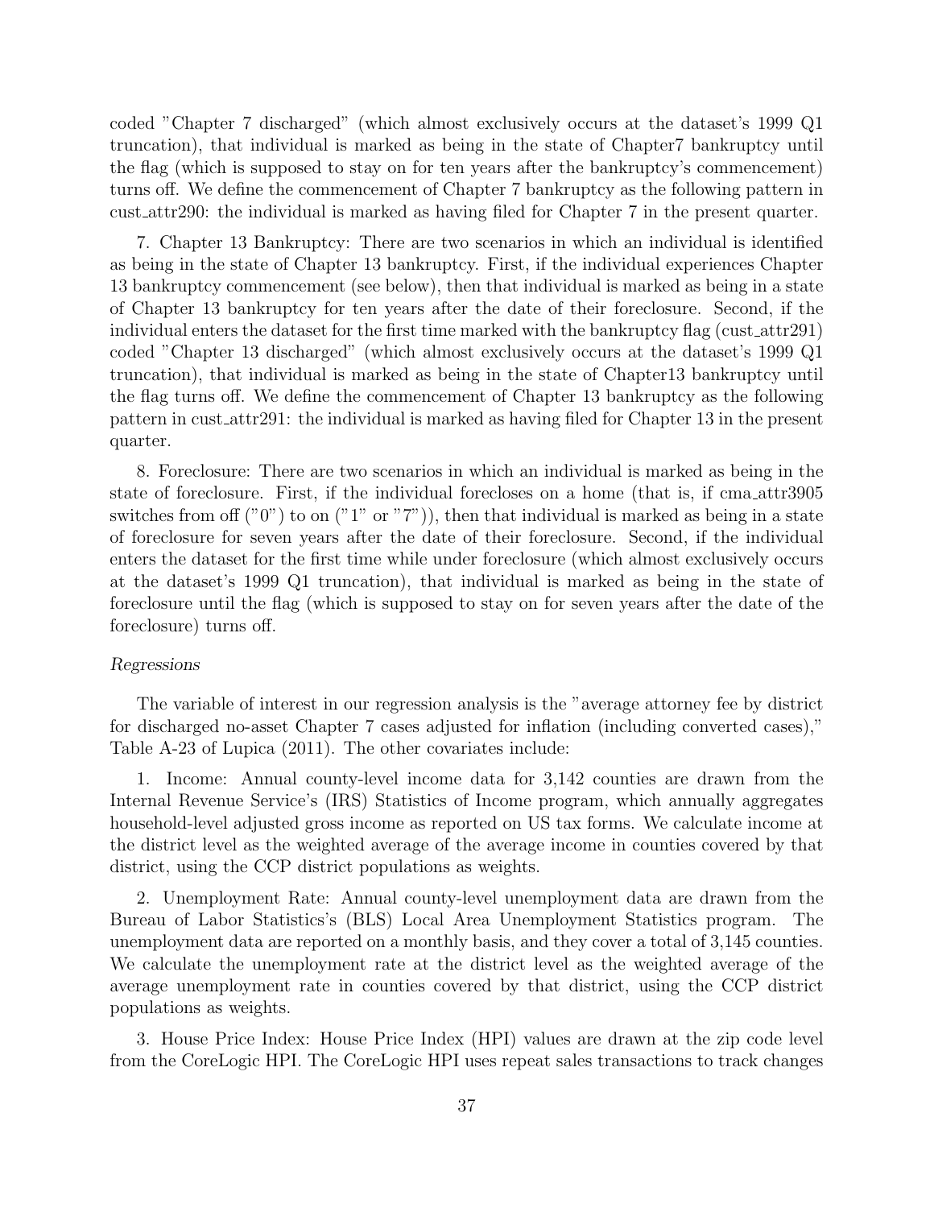coded "Chapter 7 discharged" (which almost exclusively occurs at the dataset's 1999 Q1 truncation), that individual is marked as being in the state of Chapter7 bankruptcy until the flag (which is supposed to stay on for ten years after the bankruptcy's commencement) turns off. We define the commencement of Chapter 7 bankruptcy as the following pattern in cust_attr290: the individual is marked as having filed for Chapter 7 in the present quarter.

7. Chapter 13 Bankruptcy: There are two scenarios in which an individual is identified as being in the state of Chapter 13 bankruptcy. First, if the individual experiences Chapter 13 bankruptcy commencement (see below), then that individual is marked as being in a state of Chapter 13 bankruptcy for ten years after the date of their foreclosure. Second, if the individual enters the dataset for the first time marked with the bankruptcy flag (cust_attr291) coded "Chapter 13 discharged" (which almost exclusively occurs at the dataset's 1999 Q1 truncation), that individual is marked as being in the state of Chapter13 bankruptcy until the flag turns off. We define the commencement of Chapter 13 bankruptcy as the following pattern in cust_attr291: the individual is marked as having filed for Chapter 13 in the present quarter.

8. Foreclosure: There are two scenarios in which an individual is marked as being in the state of foreclosure. First, if the individual forecloses on a home (that is, if cma_attr3905 switches from off ("0") to on ("1" or "7")), then that individual is marked as being in a state of foreclosure for seven years after the date of their foreclosure. Second, if the individual enters the dataset for the first time while under foreclosure (which almost exclusively occurs at the dataset's 1999 Q1 truncation), that individual is marked as being in the state of foreclosure until the flag (which is supposed to stay on for seven years after the date of the foreclosure) turns off.

*Regressions*

The variable of interest in our regression analysis is the "average attorney fee by district for discharged no-asset Chapter 7 cases adjusted for inflation (including converted cases)," Table A-23 of Lupica (2011). The other covariates include:

1. Income: Annual county-level income data for 3,142 counties are drawn from the Internal Revenue Service's (IRS) Statistics of Income program, which annually aggregates household-level adjusted gross income as reported on US tax forms. We calculate income at the district level as the weighted average of the average income in counties covered by that district, using the CCP district populations as weights.

2. Unemployment Rate: Annual county-level unemployment data are drawn from the Bureau of Labor Statistics's (BLS) Local Area Unemployment Statistics program. The unemployment data are reported on a monthly basis, and they cover a total of 3,145 counties. We calculate the unemployment rate at the district level as the weighted average of the average unemployment rate in counties covered by that district, using the CCP district populations as weights.

3. House Price Index: House Price Index (HPI) values are drawn at the zip code level from the CoreLogic HPI. The CoreLogic HPI uses repeat sales transactions to track changes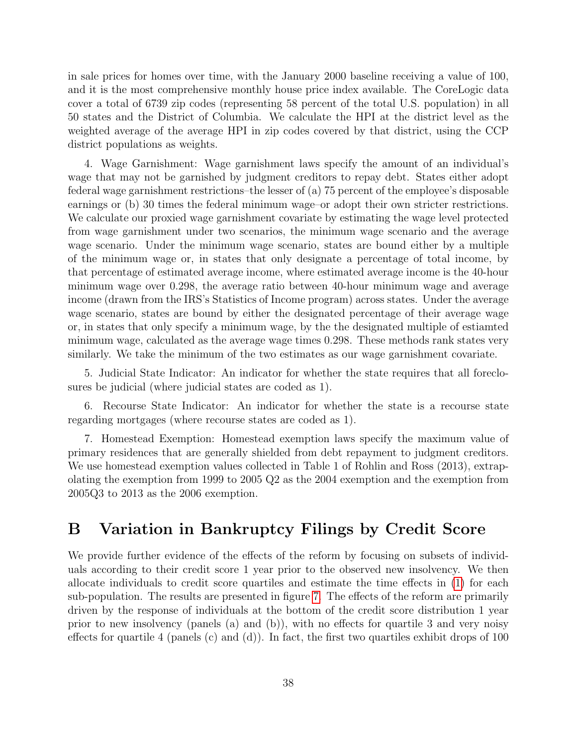in sale prices for homes over time, with the January 2000 baseline receiving a value of 100, and it is the most comprehensive monthly house price index available. The CoreLogic data cover a total of 6739 zip codes (representing 58 percent of the total U.S. population) in all 50 states and the District of Columbia. We calculate the HPI at the district level as the weighted average of the average HPI in zip codes covered by that district, using the CCP district populations as weights.

4. Wage Garnishment: Wage garnishment laws specify the amount of an individual's wage that may not be garnished by judgment creditors to repay debt. States either adopt federal wage garnishment restrictions–the lesser of (a) 75 percent of the employee's disposable earnings or (b) 30 times the federal minimum wage–or adopt their own stricter restrictions. We calculate our proxied wage garnishment covariate by estimating the wage level protected from wage garnishment under two scenarios, the minimum wage scenario and the average wage scenario. Under the minimum wage scenario, states are bound either by a multiple of the minimum wage or, in states that only designate a percentage of total income, by that percentage of estimated average income, where estimated average income is the 40-hour minimum wage over 0.298, the average ratio between 40-hour minimum wage and average income (drawn from the IRS's Statistics of Income program) across states. Under the average wage scenario, states are bound by either the designated percentage of their average wage or, in states that only specify a minimum wage, by the the designated multiple of estiamted minimum wage, calculated as the average wage times 0.298. These methods rank states very similarly. We take the minimum of the two estimates as our wage garnishment covariate.

5. Judicial State Indicator: An indicator for whether the state requires that all foreclosures be judicial (where judicial states are coded as 1).

6. Recourse State Indicator: An indicator for whether the state is a recourse state regarding mortgages (where recourse states are coded as 1).

7. Homestead Exemption: Homestead exemption laws specify the maximum value of primary residences that are generally shielded from debt repayment to judgment creditors. We use homestead exemption values collected in Table 1 of Rohlin and Ross (2013), extrapolating the exemption from 1999 to 2005 Q2 as the 2004 exemption and the exemption from 2005Q3 to 2013 as the 2006 exemption.

# B Variation in Bankruptcy Filings by Credit Score

We provide further evidence of the effects of the reform by focusing on subsets of individuals according to their credit score 1 year prior to the observed new insolvency. We then allocate individuals to credit score quartiles and estimate the time effects in (1) for each sub-population. The results are presented in figure 7. The effects of the reform are primarily driven by the response of individuals at the bottom of the credit score distribution 1 year prior to new insolvency (panels (a) and (b)), with no effects for quartile 3 and very noisy effects for quartile 4 (panels (c) and (d)). In fact, the first two quartiles exhibit drops of 100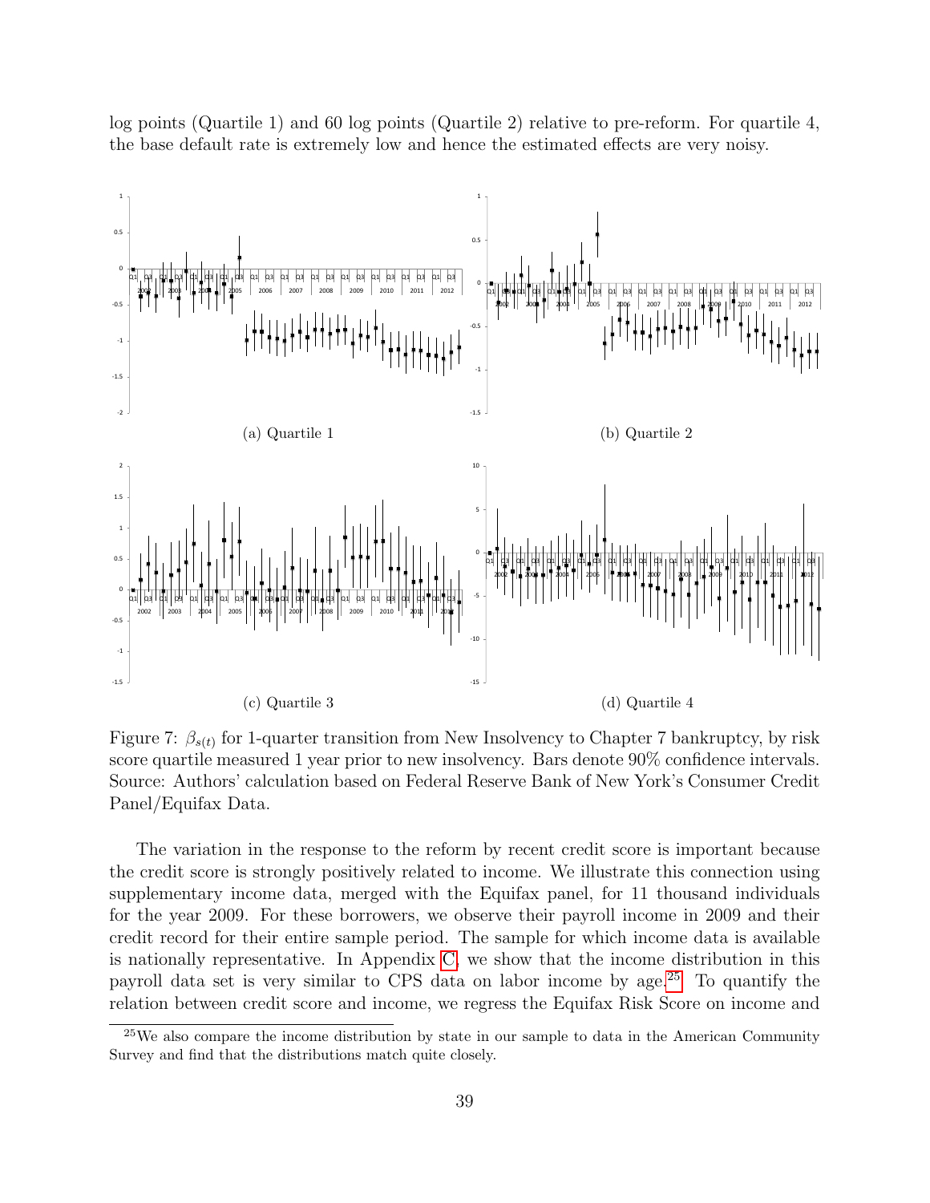log points (Quartile 1) and 60 log points (Quartile 2) relative to pre-reform. For quartile 4, the base default rate is extremely low and hence the estimated effects are very noisy.

(a) Quartile 1

(b) Quartile 2

(c) Quartile 3

(d) Quartile 4

Figure 7: $\beta_{s(t)}$ for 1-quarter transition from New Insolvency to Chapter 7 bankruptcy, by risk score quartile measured 1 year prior to new insolvency. Bars denote 90% confidence intervals. Source: Authors' calculation based on Federal Reserve Bank of New York's Consumer Credit Panel/Equifax Data.

The variation in the response to the reform by recent credit score is important because the credit score is strongly positively related to income. We illustrate this connection using supplementary income data, merged with the Equifax panel, for 11 thousand individuals for the year 2009. For these borrowers, we observe their payroll income in 2009 and their credit record for their entire sample period. The sample for which income data is available is nationally representative. In Appendix C, we show that the income distribution in this payroll data set is very similar to CPS data on labor income by age.[25] To quantify the relation between credit score and income, we regress the Equifax Risk Score on income and

[25] We also compare the income distribution by state in our sample to data in the American Community Survey and find that the distributions match quite closely.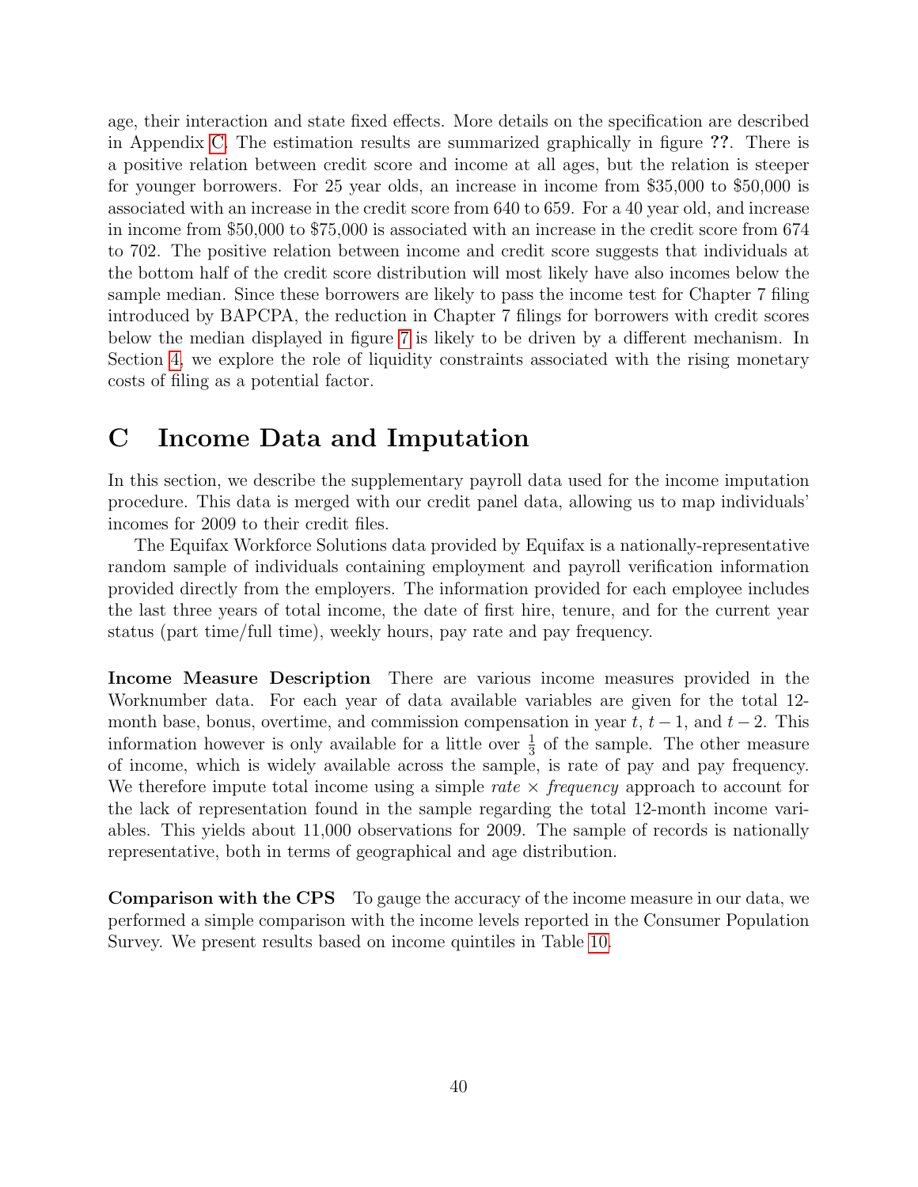age, their interaction and state fixed effects. More details on the specification are described in Appendix C. The estimation results are summarized graphically in figure **??**. There is a positive relation between credit score and income at all ages, but the relation is steeper for younger borrowers. For 25 year olds, an increase in income from $35,000 to $50,000 is associated with an increase in the credit score from 640 to 659. For a 40 year old, and increase in income from $50,000 to $75,000 is associated with an increase in the credit score from 674 to 702. The positive relation between income and credit score suggests that individuals at the bottom half of the credit score distribution will most likely have also incomes below the sample median. Since these borrowers are likely to pass the income test for Chapter 7 filing introduced by BAPCPA, the reduction in Chapter 7 filings for borrowers with credit scores below the median displayed in figure 7 is likely to be driven by a different mechanism. In Section 4, we explore the role of liquidity constraints associated with the rising monetary costs of filing as a potential factor.

# C Income Data and Imputation

In this section, we describe the supplementary payroll data used for the income imputation procedure. This data is merged with our credit panel data, allowing us to map individuals' incomes for 2009 to their credit files.

The Equifax Workforce Solutions data provided by Equifax is a nationally-representative random sample of individuals containing employment and payroll verification information provided directly from the employers. The information provided for each employee includes the last three years of total income, the date of first hire, tenure, and for the current year status (part time/full time), weekly hours, pay rate and pay frequency.

**Income Measure Description** There are various income measures provided in the Worknumber data. For each year of data available variables are given for the total 12-month base, bonus, overtime, and commission compensation in year $t$, $t-1$, and $t-2$. This information however is only available for a little over $\frac{1}{3}$ of the sample. The other measure of income, which is widely available across the sample, is rate of pay and pay frequency. We therefore impute total income using a simple *rate* $\times$ *frequency* approach to account for the lack of representation found in the sample regarding the total 12-month income variables. This yields about 11,000 observations for 2009. The sample of records is nationally representative, both in terms of geographical and age distribution.

**Comparison with the CPS** To gauge the accuracy of the income measure in our data, we performed a simple comparison with the income levels reported in the Consumer Population Survey. We present results based on income quintiles in Table 10.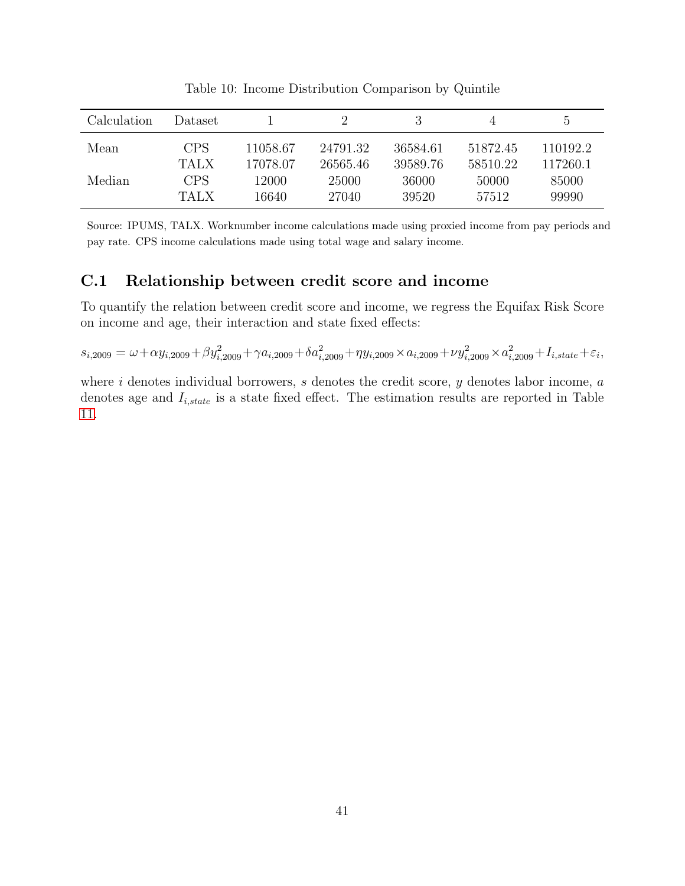Table 10: Income Distribution Comparison by Quintile

| Calculation | Dataset | 1 | 2 | 3 | 4 | 5 |
|---|---|---|---|---|---|---|
| Mean | CPS | 11058.67 | 24791.32 | 36584.61 | 51872.45 | 110192.2 |
| | TALX | 17078.07 | 26565.46 | 39589.76 | 58510.22 | 117260.1 |
| Median | CPS | 12000 | 25000 | 36000 | 50000 | 85000 |
| | TALX | 16640 | 27040 | 39520 | 57512 | 99990 |

Source: IPUMS, TALX. Worknumber income calculations made using proxied income from pay periods and pay rate. CPS income calculations made using total wage and salary income.

## C.1 Relationship between credit score and income

To quantify the relation between credit score and income, we regress the Equifax Risk Score on income and age, their interaction and state fixed effects:

$$s_{i,2009} = \omega + \alpha y_{i,2009} + \beta y_{i,2009}^2 + \gamma a_{i,2009} + \delta a_{i,2009}^2 + \eta y_{i,2009} \times a_{i,2009} + \nu y_{i,2009}^2 \times a_{i,2009}^2 + I_{i,state} + \varepsilon_i,$$

where $i$ denotes individual borrowers, $s$ denotes the credit score, $y$ denotes labor income, $a$ denotes age and $I_{i,state}$ is a state fixed effect. The estimation results are reported in Table 11.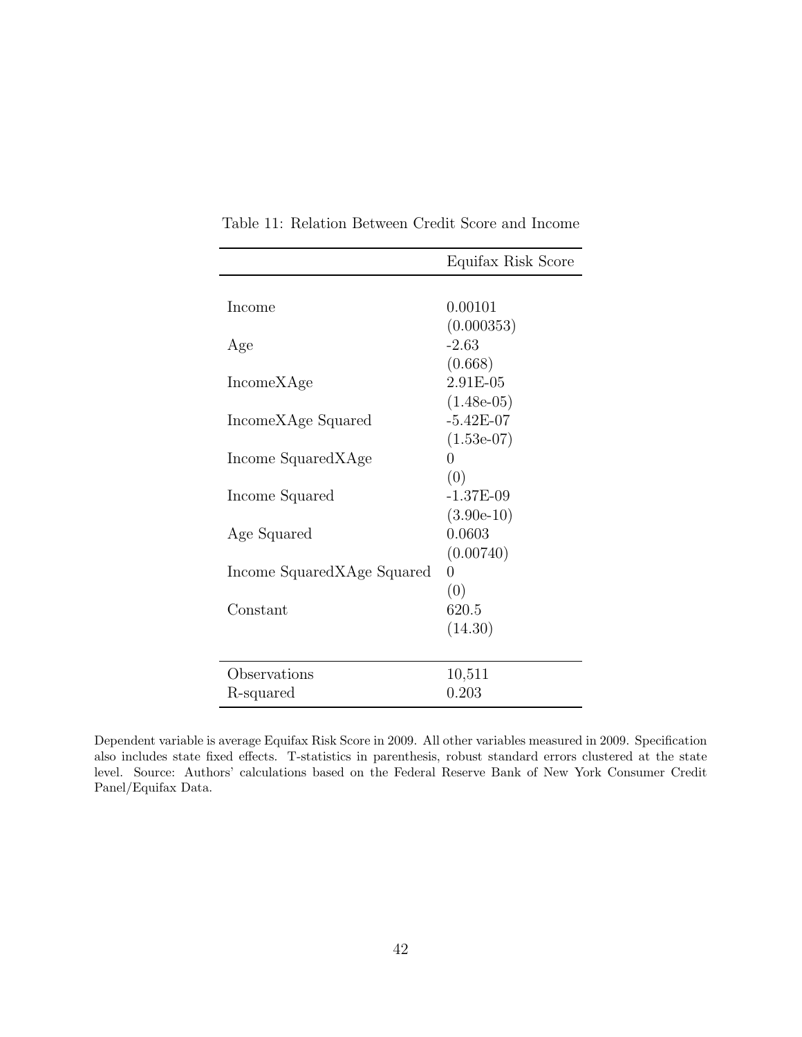Table 11: Relation Between Credit Score and Income

| | Equifax Risk Score |
|---|---|
| Income | 0.00101 |
| | (0.000353) |
| Age | -2.63 |
| | (0.668) |
| IncomeXAge | 2.91E-05 |
| | (1.48e-05) |
| IncomeXAge Squared | -5.42E-07 |
| | (1.53e-07) |
| Income SquaredXAge | 0 |
| | (0) |
| Income Squared | -1.37E-09 |
| | (3.90e-10) |
| Age Squared | 0.0603 |
| | (0.00740) |
| Income SquaredXAge Squared | 0 |
| | (0) |
| Constant | 620.5 |
| | (14.30) |
| Observations | 10,511 |
| R-squared | 0.203 |

Dependent variable is average Equifax Risk Score in 2009. All other variables measured in 2009. Specification also includes state fixed effects. T-statistics in parenthesis, robust standard errors clustered at the state level. Source: Authors' calculations based on the Federal Reserve Bank of New York Consumer Credit Panel/Equifax Data.